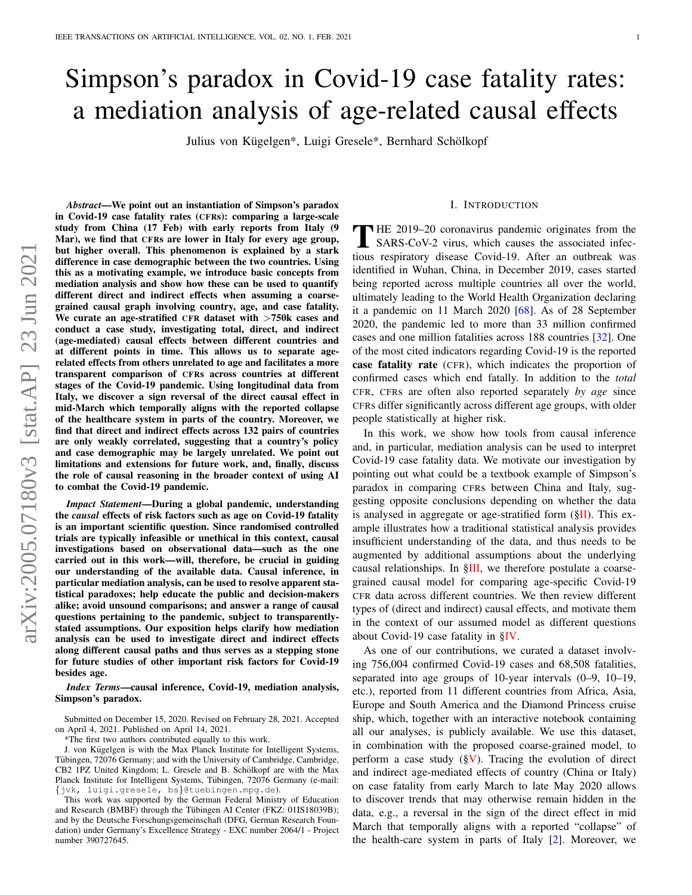# Simpson's paradox in Covid-19 case fatality rates: a mediation analysis of age-related causal effects

Julius von Kügelgen*, Luigi Gresele*, Bernhard Schölkopf

***Abstract*—We point out an instantiation of Simpson's paradox in Covid-19 case fatality rates (CFRs): comparing a large-scale study from China (17 Feb) with early reports from Italy (9 Mar), we find that CFRs are lower in Italy for every age group, but higher overall. This phenomenon is explained by a stark difference in case demographic between the two countries. Using this as a motivating example, we introduce basic concepts from mediation analysis and show how these can be used to quantify different direct and indirect effects when assuming a coarse-grained causal graph involving country, age, and case fatality. We curate an age-stratified CFR dataset with >750k cases and conduct a case study, investigating total, direct, and indirect (age-mediated) causal effects between different countries and at different points in time. This allows us to separate age-related effects from others unrelated to age and facilitates a more transparent comparison of CFRs across countries at different stages of the Covid-19 pandemic. Using longitudinal data from Italy, we discover a sign reversal of the direct causal effect in mid-March which temporally aligns with the reported collapse of the healthcare system in parts of the country. Moreover, we find that direct and indirect effects across 132 pairs of countries are only weakly correlated, suggesting that a country's policy and case demographic may be largely unrelated. We point out limitations and extensions for future work, and, finally, discuss the role of causal reasoning in the broader context of using AI to combat the Covid-19 pandemic.**

***Impact Statement*—During a global pandemic, understanding the *causal* effects of risk factors such as age on Covid-19 fatality is an important scientific question. Since randomised controlled trials are typically infeasible or unethical in this context, causal investigations based on observational data—such as the one carried out in this work—will, therefore, be crucial in guiding our understanding of the available data. Causal inference, in particular mediation analysis, can be used to resolve apparent statistical paradoxes; help educate the public and decision-makers alike; avoid unsound comparisons; and answer a range of causal questions pertaining to the pandemic, subject to transparently-stated assumptions. Our exposition helps clarify how mediation analysis can be used to investigate direct and indirect effects along different causal paths and thus serves as a stepping stone for future studies of other important risk factors for Covid-19 besides age.**

***Index Terms*—causal inference, Covid-19, mediation analysis, Simpson's paradox.**

Submitted on December 15, 2020. Revised on February 28, 2021. Accepted on April 4, 2021. Published on April 14, 2021.

*The first two authors contributed equally to this work.

J. von Kügelgen is with the Max Planck Institute for Intelligent Systems, Tübingen, 72076 Germany; and with the University of Cambridge, Cambridge, CB2 1PZ United Kingdom; L. Gresele and B. Schölkopf are with the Max Planck Institute for Intelligent Systems, Tübingen, 72076 Germany (e-mail: {jvk, luigi.gresele, bs}@tuebingen.mpg.de).

This work was supported by the German Federal Ministry of Education and Research (BMBF) through the Tübingen AI Center (FKZ: 01IS18039B); and by the Deutsche Forschungsgemeinschaft (DFG, German Research Foundation) under Germany's Excellence Strategy - EXC number 2064/1 - Project number 390727645.

## I. Introduction

The 2019–20 coronavirus pandemic originates from the SARS-CoV-2 virus, which causes the associated infectious respiratory disease Covid-19. After an outbreak was identified in Wuhan, China, in December 2019, cases started being reported across multiple countries all over the world, ultimately leading to the World Health Organization declaring it a pandemic on 11 March 2020 [68]. As of 28 September 2020, the pandemic led to more than 33 million confirmed cases and one million fatalities across 188 countries [32]. One of the most cited indicators regarding Covid-19 is the reported **case fatality rate** (CFR), which indicates the proportion of confirmed cases which end fatally. In addition to the *total* CFR, CFRs are often also reported separately *by age* since CFRs differ significantly across different age groups, with older people statistically at higher risk.

In this work, we show how tools from causal inference and, in particular, mediation analysis can be used to interpret Covid-19 case fatality data. We motivate our investigation by pointing out what could be a textbook example of Simpson's paradox in comparing CFRs between China and Italy, suggesting opposite conclusions depending on whether the data is analysed in aggregate or age-stratified form (§II). This example illustrates how a traditional statistical analysis provides insufficient understanding of the data, and thus needs to be augmented by additional assumptions about the underlying causal relationships. In §III, we therefore postulate a coarse-grained causal model for comparing age-specific Covid-19 CFR data across different countries. We then review different types of (direct and indirect) causal effects, and motivate them in the context of our assumed model as different questions about Covid-19 case fatality in §IV.

As one of our contributions, we curated a dataset involving 756,004 confirmed Covid-19 cases and 68,508 fatalities, separated into age groups of 10-year intervals (0–9, 10–19, etc.), reported from 11 different countries from Africa, Asia, Europe and South America and the Diamond Princess cruise ship, which, together with an interactive notebook containing all our analyses, is publicly available. We use this dataset, in combination with the proposed coarse-grained model, to perform a case study (§V). Tracing the evolution of direct and indirect age-mediated effects of country (China or Italy) on case fatality from early March to late May 2020 allows to discover trends that may otherwise remain hidden in the data, e.g., a reversal in the sign of the direct effect in mid March that temporally aligns with a reported "collapse" of the health-care system in parts of Italy [2]. Moreover, we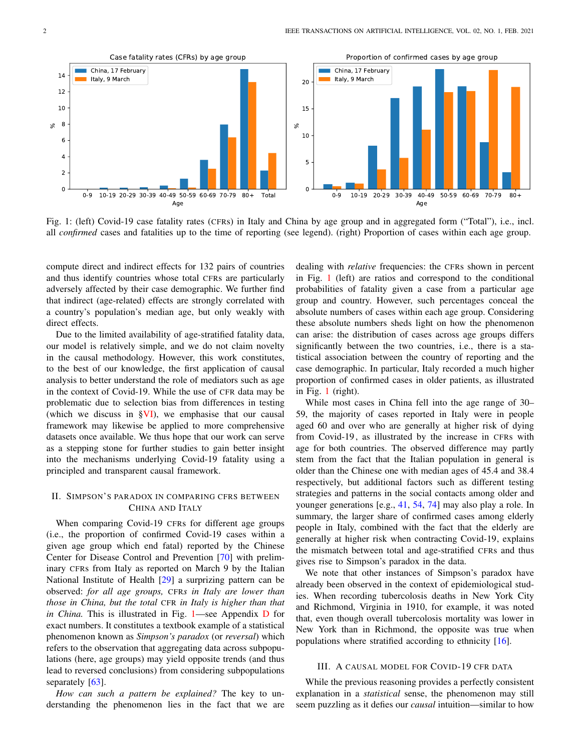Fig. 1: (left) Covid-19 case fatality rates (CFRs) in Italy and China by age group and in aggregated form ("Total"), i.e., incl. all *confirmed* cases and fatalities up to the time of reporting (see legend). (right) Proportion of cases within each age group.

compute direct and indirect effects for 132 pairs of countries and thus identify countries whose total CFRs are particularly adversely affected by their case demographic. We further find that indirect (age-related) effects are strongly correlated with a country's population's median age, but only weakly with direct effects.

Due to the limited availability of age-stratified fatality data, our model is relatively simple, and we do not claim novelty in the causal methodology. However, this work constitutes, to the best of our knowledge, the first application of causal analysis to better understand the role of mediators such as age in the context of Covid-19. While the use of CFR data may be problematic due to selection bias from differences in testing (which we discuss in §VI), we emphasise that our causal framework may likewise be applied to more comprehensive datasets once available. We thus hope that our work can serve as a stepping stone for further studies to gain better insight into the mechanisms underlying Covid-19 fatality using a principled and transparent causal framework.

## II. Simpson's paradox in comparing CFRs between China and Italy

When comparing Covid-19 CFRs for different age groups (i.e., the proportion of confirmed Covid-19 cases within a given age group which end fatal) reported by the Chinese Center for Disease Control and Prevention [70] with preliminary CFRs from Italy as reported on March 9 by the Italian National Institute of Health [29] a surprising pattern can be observed: *for all age groups,* CFRs *in Italy are lower than those in China, but the total* CFR *in Italy is higher than that in China.* This is illustrated in Fig. 1—see Appendix D for exact numbers. It constitutes a textbook example of a statistical phenomenon known as *Simpson's paradox* (or *reversal*) which refers to the observation that aggregating data across subpopulations (here, age groups) may yield opposite trends (and thus lead to reversed conclusions) from considering subpopulations separately [63].

*How can such a pattern be explained?* The key to understanding the phenomenon lies in the fact that we are dealing with *relative* frequencies: the CFRs shown in percent in Fig. 1 (left) are ratios and correspond to the conditional probabilities of fatality given a case from a particular age group and country. However, such percentages conceal the absolute numbers of cases within each age group. Considering these absolute numbers sheds light on how the phenomenon can arise: the distribution of cases across age groups differs significantly between the two countries, i.e., there is a statistical association between the country of reporting and the case demographic. In particular, Italy recorded a much higher proportion of confirmed cases in older patients, as illustrated in Fig. 1 (right).

While most cases in China fell into the age range of 30–59, the majority of cases reported in Italy were in people aged 60 and over who are generally at higher risk of dying from Covid-19, as illustrated by the increase in CFRs with age for both countries. The observed difference may partly stem from the fact that the Italian population in general is older than the Chinese one with median ages of 45.4 and 38.4 respectively, but additional factors such as different testing strategies and patterns in the social contacts among older and younger generations [e.g., 41, 54, 74] may also play a role. In summary, the larger share of confirmed cases among elderly people in Italy, combined with the fact that the elderly are generally at higher risk when contracting Covid-19, explains the mismatch between total and age-stratified CFRs and thus gives rise to Simpson's paradox in the data.

We note that other instances of Simpson's paradox have already been observed in the context of epidemiological studies. When recording tubercolosis deaths in New York City and Richmond, Virginia in 1910, for example, it was noted that, even though overall tubercolosis mortality was lower in New York than in Richmond, the opposite was true when populations where stratified according to ethnicity [16].

## III. A causal model for Covid-19 CFR data

While the previous reasoning provides a perfectly consistent explanation in a *statistical* sense, the phenomenon may still seem puzzling as it defies our *causal* intuition—similar to how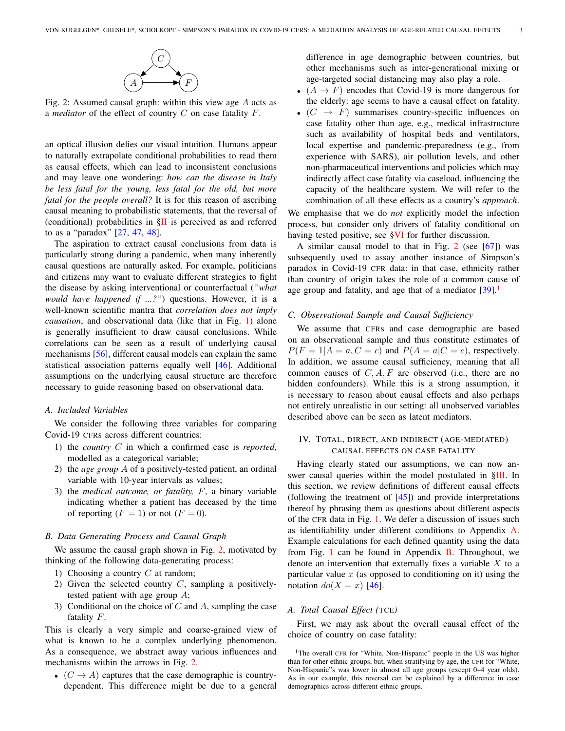Fig. 2: Assumed causal graph: within this view age $A$ acts as a *mediator* of the effect of country $C$ on case fatality $F$.

an optical illusion defies our visual intuition. Humans appear to naturally extrapolate conditional probabilities to read them as causal effects, which can lead to inconsistent conclusions and may leave one wondering: *how can the disease in Italy be less fatal for the young, less fatal for the old, but more fatal for the people overall?* It is for this reason of ascribing causal meaning to probabilistic statements, that the reversal of (conditional) probabilities in §II is perceived as and referred to as a "paradox" [27, 47, 48].

The aspiration to extract causal conclusions from data is particularly strong during a pandemic, when many inherently causal questions are naturally asked. For example, politicians and citizens may want to evaluate different strategies to fight the disease by asking interventional or counterfactual (*"what would have happened if ...?"*) questions. However, it is a well-known scientific mantra that *correlation does not imply causation*, and observational data (like that in Fig. 1) alone is generally insufficient to draw causal conclusions. While correlations can be seen as a result of underlying causal mechanisms [56], different causal models can explain the same statistical association patterns equally well [46]. Additional assumptions on the underlying causal structure are therefore necessary to guide reasoning based on observational data.

### A. Included Variables

We consider the following three variables for comparing Covid-19 CFRs across different countries:

1) the *country* $C$ in which a confirmed case is *reported*, modelled as a categorical variable;
2) the *age group* $A$ of a positively-tested patient, an ordinal variable with 10-year intervals as values;
3) the *medical outcome, or fatality,* $F$, a binary variable indicating whether a patient has deceased by the time of reporting ($F = 1$) or not ($F = 0$).

### B. Data Generating Process and Causal Graph

We assume the causal graph shown in Fig. 2, motivated by thinking of the following data-generating process:

1) Choosing a country $C$ at random;
2) Given the selected country $C$, sampling a positively-tested patient with age group $A$;
3) Conditional on the choice of $C$ and $A$, sampling the case fatality $F$.

This is clearly a very simple and coarse-grained view of what is known to be a complex underlying phenomenon. As a consequence, we abstract away various influences and mechanisms within the arrows in Fig. 2.

- $(C \to A)$ captures that the case demographic is country-dependent. This difference might be due to a general difference in age demographic between countries, but other mechanisms such as inter-generational mixing or age-targeted social distancing may also play a role.
- $(A \to F)$ encodes that Covid-19 is more dangerous for the elderly: age seems to have a causal effect on fatality.
- $(C \to F)$ summarises country-specific influences on case fatality other than age, e.g., medical infrastructure such as availability of hospital beds and ventilators, local expertise and pandemic-preparedness (e.g., from experience with SARS), air pollution levels, and other non-pharmaceutical interventions and policies which may indirectly affect case fatality via caseload, influencing the capacity of the healthcare system. We will refer to the combination of all these effects as a country's *approach*.

We emphasise that we do *not* explicitly model the infection process, but consider only drivers of fatality conditional on having tested positive, see §VI for further discussion.

A similar causal model to that in Fig. 2 (see [67]) was subsequently used to assay another instance of Simpson's paradox in Covid-19 CFR data: in that case, ethnicity rather than country of origin takes the role of a common cause of age group and fatality, and age that of a mediator [39].[1]

### C. Observational Sample and Causal Sufficiency

We assume that CFRs and case demographic are based on an observational sample and thus constitute estimates of $P(F = 1|A = a, C = c)$ and $P(A = a|C = c)$, respectively. In addition, we assume causal sufficiency, meaning that all common causes of $C, A, F$ are observed (i.e., there are no hidden confounders). While this is a strong assumption, it is necessary to reason about causal effects and also perhaps not entirely unrealistic in our setting: all unobserved variables described above can be seen as latent mediators.

## IV. Total, Direct, and Indirect (Age-Mediated) Causal Effects on Case Fatality

Having clearly stated our assumptions, we can now answer causal queries within the model postulated in §III. In this section, we review definitions of different causal effects (following the treatment of [45]) and provide interpretations thereof by phrasing them as questions about different aspects of the CFR data in Fig. 1. We defer a discussion of issues such as identifiability under different conditions to Appendix A. Example calculations for each defined quantity using the data from Fig. 1 can be found in Appendix B. Throughout, we denote an intervention that externally fixes a variable $X$ to a particular value $x$ (as opposed to conditioning on it) using the notation $do(X = x)$ [46].

### A. Total Causal Effect (TCE)

First, we may ask about the overall causal effect of the choice of country on case fatality:

[1] The overall CFR for "White, Non-Hispanic" people in the US was higher than for other ethnic groups, but, when stratifying by age, the CFR for "White, Non-Hispanic"s was lower in almost all age groups (except 0–4 year olds). As in our example, this reversal can be explained by a difference in case demographics across different ethnic groups.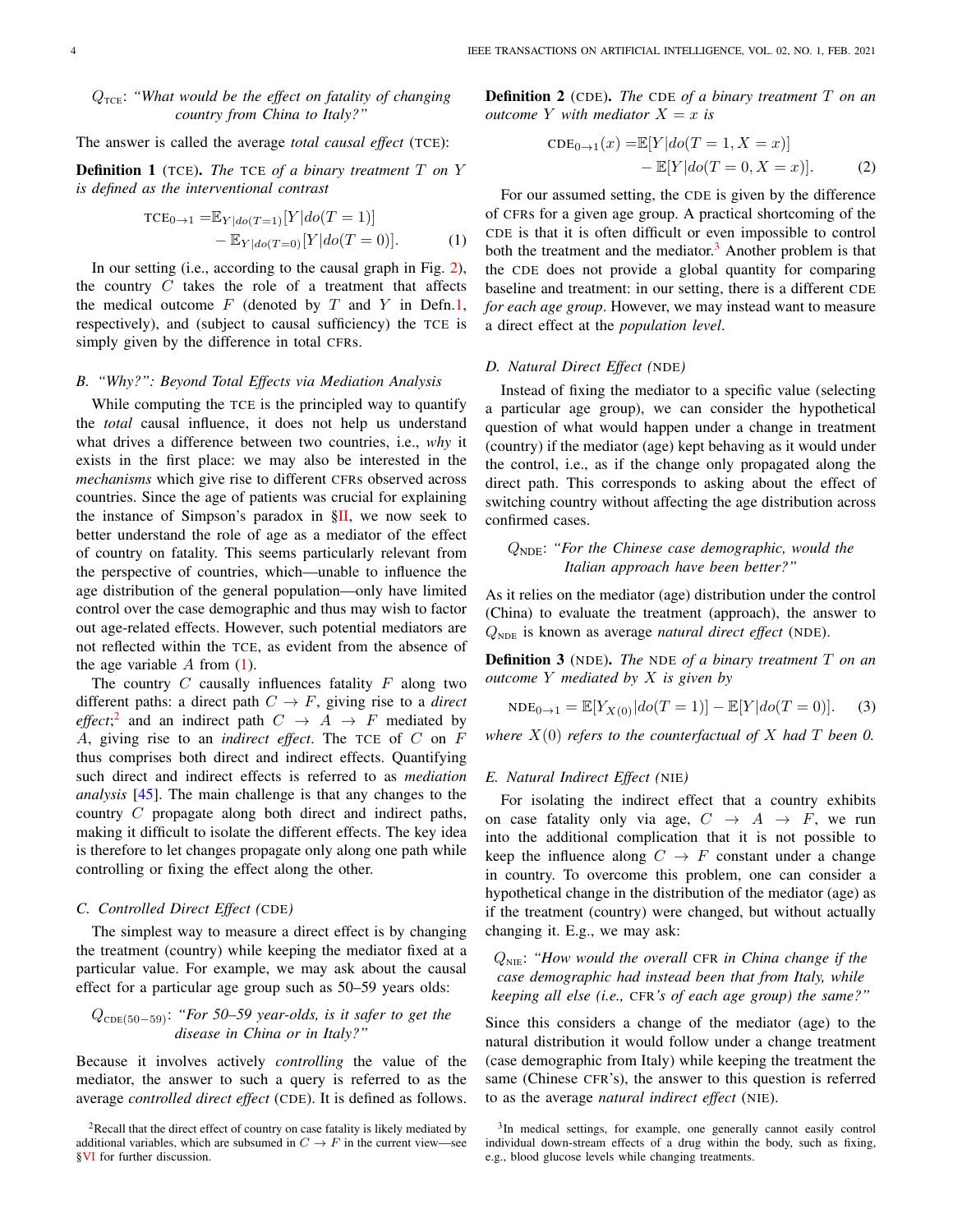$Q_{\text{TCE}}$: *"What would be the effect on fatality of changing country from China to Italy?"*

The answer is called the average *total causal effect* (TCE):

**Definition 1** (TCE). *The* TCE *of a binary treatment $T$ on $Y$ is defined as the interventional contrast*

$$\text{TCE}_{0\to1} = \mathbb{E}_{Y|do(T=1)}[Y|do(T=1)] - \mathbb{E}_{Y|do(T=0)}[Y|do(T=0)]. \quad (1)$$

In our setting (i.e., according to the causal graph in Fig. 2), the country $C$ takes the role of a treatment that affects the medical outcome $F$ (denoted by $T$ and $Y$ in Defn. 1, respectively), and (subject to causal sufficiency) the TCE is simply given by the difference in total CFRs.

### B. "Why?": Beyond Total Effects via Mediation Analysis

While computing the TCE is the principled way to quantify the *total* causal influence, it does not help us understand what drives a difference between two countries, i.e., *why* it exists in the first place: we may also be interested in the *mechanisms* which give rise to different CFRs observed across countries. Since the age of patients was crucial for explaining the instance of Simpson's paradox in §II, we now seek to better understand the role of age as a mediator of the effect of country on fatality. This seems particularly relevant from the perspective of countries, which—unable to influence the age distribution of the general population—only have limited control over the case demographic and thus may wish to factor out age-related effects. However, such potential mediators are not reflected within the TCE, as evident from the absence of the age variable $A$ from (1).

The country $C$ causally influences fatality $F$ along two different paths: a direct path $C \to F$, giving rise to a *direct effect*;[2] and an indirect path $C \to A \to F$ mediated by $A$, giving rise to an *indirect effect*. The TCE of $C$ on $F$ thus comprises both direct and indirect effects. Quantifying such direct and indirect effects is referred to as *mediation analysis* [45]. The main challenge is that any changes to the country $C$ propagate along both direct and indirect paths, making it difficult to isolate the different effects. The key idea is therefore to let changes propagate only along one path while controlling or fixing the effect along the other.

### C. Controlled Direct Effect (CDE)

The simplest way to measure a direct effect is by changing the treatment (country) while keeping the mediator fixed at a particular value. For example, we may ask about the causal effect for a particular age group such as 50–59 years olds:

$Q_{\text{CDE}(50-59)}$: *"For 50–59 year-olds, is it safer to get the disease in China or in Italy?"*

Because it involves actively *controlling* the value of the mediator, the answer to such a query is referred to as the average *controlled direct effect* (CDE). It is defined as follows.

[2] Recall that the direct effect of country on case fatality is likely mediated by additional variables, which are subsumed in $C \to F$ in the current view—see §VI for further discussion.

**Definition 2** (CDE). *The* CDE *of a binary treatment $T$ on an outcome $Y$ with mediator $X = x$ is*

$$\text{CDE}_{0\to1}(x) = \mathbb{E}[Y|do(T=1, X=x)] - \mathbb{E}[Y|do(T=0, X=x)]. \quad (2)$$

For our assumed setting, the CDE is given by the difference of CFRs for a given age group. A practical shortcoming of the CDE is that it is often difficult or even impossible to control both the treatment and the mediator.[3] Another problem is that the CDE does not provide a global quantity for comparing baseline and treatment: in our setting, there is a different CDE *for each age group*. However, we may instead want to measure a direct effect at the *population level*.

### D. Natural Direct Effect (NDE)

Instead of fixing the mediator to a specific value (selecting a particular age group), we can consider the hypothetical question of what would happen under a change in treatment (country) if the mediator (age) kept behaving as it would under the control, i.e., as if the change only propagated along the direct path. This corresponds to asking about the effect of switching country without affecting the age distribution across confirmed cases.

$Q_{\text{NDE}}$: *"For the Chinese case demographic, would the Italian approach have been better?"*

As it relies on the mediator (age) distribution under the control (China) to evaluate the treatment (approach), the answer to $Q_{\text{NDE}}$ is known as average *natural direct effect* (NDE).

**Definition 3** (NDE). *The* NDE *of a binary treatment $T$ on an outcome $Y$ mediated by $X$ is given by*

$$\text{NDE}_{0\to1} = \mathbb{E}[Y_{X(0)}|do(T=1)] - \mathbb{E}[Y|do(T=0)]. \quad (3)$$

*where $X(0)$ refers to the counterfactual of $X$ had $T$ been 0.*

### E. Natural Indirect Effect (NIE)

For isolating the indirect effect that a country exhibits on case fatality only via age, $C \to A \to F$, we run into the additional complication that it is not possible to keep the influence along $C \to F$ constant under a change in country. To overcome this problem, one can consider a hypothetical change in the distribution of the mediator (age) as if the treatment (country) were changed, but without actually changing it. E.g., we may ask:

$Q_{\text{NIE}}$: *"How would the overall CFR in China change if the case demographic had instead been that from Italy, while keeping all else (i.e., CFR's of each age group) the same?"*

Since this considers a change of the mediator (age) to the natural distribution it would follow under a change treatment (case demographic from Italy) while keeping the treatment the same (Chinese CFR's), the answer to this question is referred to as the average *natural indirect effect* (NIE).

[3] In medical settings, for example, one generally cannot easily control individual down-stream effects of a drug within the body, such as fixing, e.g., blood glucose levels while changing treatments.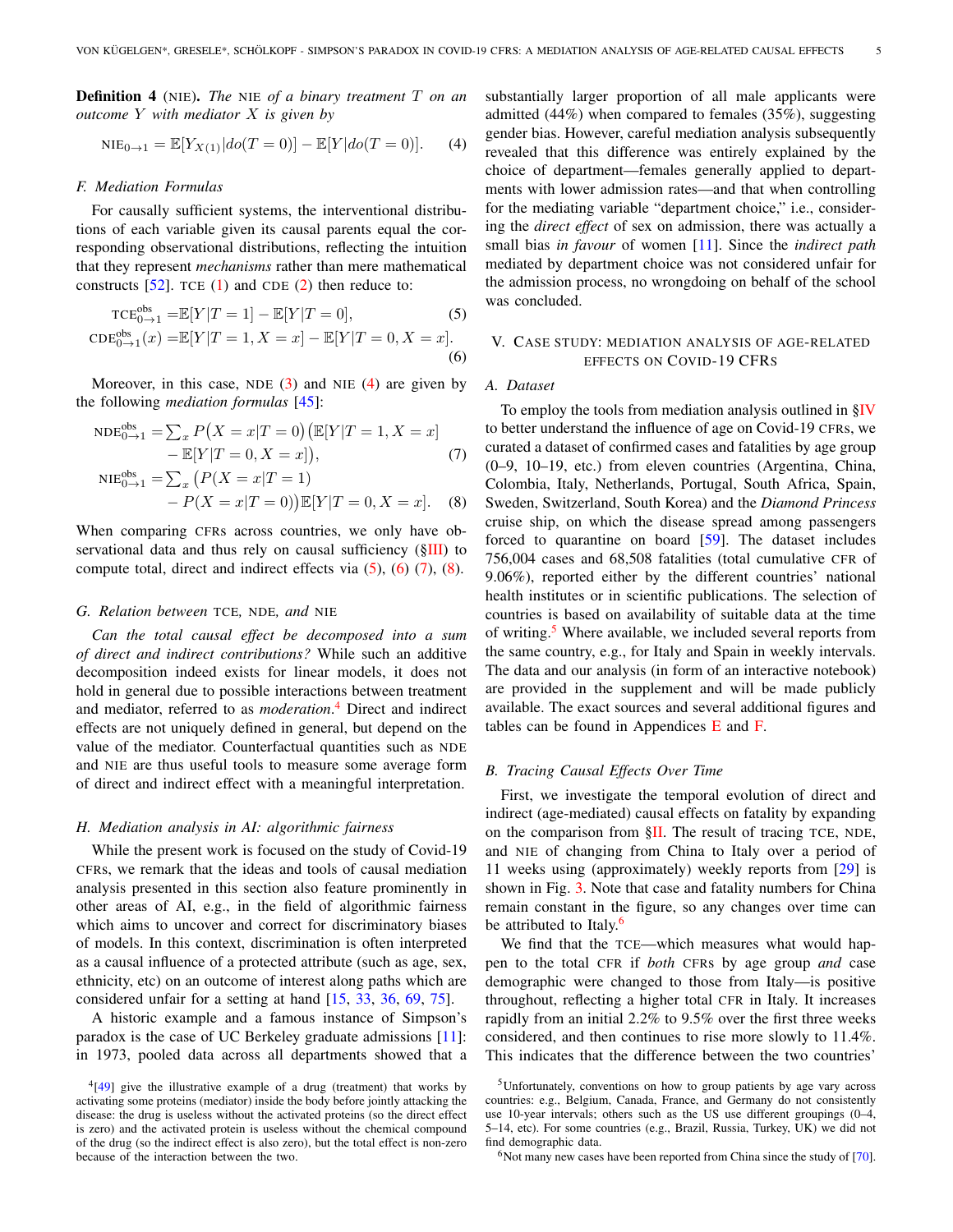**Definition 4** (NIE)**.** *The* NIE *of a binary treatment $T$ on an outcome $Y$ with mediator $X$ is given by*

$$\text{NIE}_{0\to1} = \mathbb{E}[Y_{X(1)}|do(T=0)] - \mathbb{E}[Y|do(T=0)]. \quad (4)$$

### F. Mediation Formulas

For causally sufficient systems, the interventional distributions of each variable given its causal parents equal the corresponding observational distributions, reflecting the intuition that they represent *mechanisms* rather than mere mathematical constructs [52]. TCE (1) and CDE (2) then reduce to:

$$\text{TCE}^{\text{obs}}_{0\to1} = \mathbb{E}[Y|T=1] - \mathbb{E}[Y|T=0], \quad (5)$$

$$\text{CDE}^{\text{obs}}_{0\to1}(x) = \mathbb{E}[Y|T=1, X=x] - \mathbb{E}[Y|T=0, X=x]. \quad (6)$$

Moreover, in this case, NDE (3) and NIE (4) are given by the following *mediation formulas* [45]:

$$\text{NDE}^{\text{obs}}_{0\to1} = \sum_x P\big(X=x|T=0\big)\big(\mathbb{E}[Y|T=1, X=x] - \mathbb{E}[Y|T=0, X=x]\big), \quad (7)$$

$$\text{NIE}^{\text{obs}}_{0\to1} = \sum_x \big(P(X=x|T=1) - P(X=x|T=0)\big)\mathbb{E}[Y|T=0, X=x]. \quad (8)$$

When comparing CFRs across countries, we only have observational data and thus rely on causal sufficiency (§III) to compute total, direct and indirect effects via (5), (6) (7), (8).

### G. Relation between TCE, NDE, and NIE

*Can the total causal effect be decomposed into a sum of direct and indirect contributions?* While such an additive decomposition indeed exists for linear models, it does not hold in general due to possible interactions between treatment and mediator, referred to as *moderation*.[4] Direct and indirect effects are not uniquely defined in general, but depend on the value of the mediator. Counterfactual quantities such as NDE and NIE are thus useful tools to measure some average form of direct and indirect effect with a meaningful interpretation.

### H. Mediation analysis in AI: algorithmic fairness

While the present work is focused on the study of Covid-19 CFRs, we remark that the ideas and tools of causal mediation analysis presented in this section also feature prominently in other areas of AI, e.g., in the field of algorithmic fairness which aims to uncover and correct for discriminatory biases of models. In this context, discrimination is often interpreted as a causal influence of a protected attribute (such as age, sex, ethnicity, etc) on an outcome of interest along paths which are considered unfair for a setting at hand [15, 33, 36, 69, 75].

A historic example and a famous instance of Simpson's paradox is the case of UC Berkeley graduate admissions [11]: in 1973, pooled data across all departments showed that a substantially larger proportion of all male applicants were admitted (44%) when compared to females (35%), suggesting gender bias. However, careful mediation analysis subsequently revealed that this difference was entirely explained by the choice of department—females generally applied to departments with lower admission rates—and that when controlling for the mediating variable "department choice," i.e., considering the *direct effect* of sex on admission, there was actually a small bias *in favour* of women [11]. Since the *indirect path* mediated by department choice was not considered unfair for the admission process, no wrongdoing on behalf of the school was concluded.

## V. Case Study: Mediation Analysis of Age-Related Effects on Covid-19 CFRs

### A. Dataset

To employ the tools from mediation analysis outlined in §IV to better understand the influence of age on Covid-19 CFRs, we curated a dataset of confirmed cases and fatalities by age group (0–9, 10–19, etc.) from eleven countries (Argentina, China, Colombia, Italy, Netherlands, Portugal, South Africa, Spain, Sweden, Switzerland, South Korea) and the *Diamond Princess* cruise ship, on which the disease spread among passengers forced to quarantine on board [59]. The dataset includes 756,004 cases and 68,508 fatalities (total cumulative CFR of 9.06%), reported either by the different countries' national health institutes or in scientific publications. The selection of countries is based on availability of suitable data at the time of writing.[5] Where available, we included several reports from the same country, e.g., for Italy and Spain in weekly intervals. The data and our analysis (in form of an interactive notebook) are provided in the supplement and will be made publicly available. The exact sources and several additional figures and tables can be found in Appendices E and F.

### B. Tracing Causal Effects Over Time

First, we investigate the temporal evolution of direct and indirect (age-mediated) causal effects on fatality by expanding on the comparison from §II. The result of tracing TCE, NDE, and NIE of changing from China to Italy over a period of 11 weeks using (approximately) weekly reports from [29] is shown in Fig. 3. Note that case and fatality numbers for China remain constant in the figure, so any changes over time can be attributed to Italy.[6]

We find that the TCE—which measures what would happen to the total CFR if *both* CFRs by age group *and* case demographic were changed to those from Italy—is positive throughout, reflecting a higher total CFR in Italy. It increases rapidly from an initial 2.2% to 9.5% over the first three weeks considered, and then continues to rise more slowly to 11.4%. This indicates that the difference between the two countries'

[4] [49] give the illustrative example of a drug (treatment) that works by activating some proteins (mediator) inside the body before jointly attacking the disease: the drug is useless without the activated proteins (so the direct effect is zero) and the activated protein is useless without the chemical compound of the drug (so the indirect effect is also zero), but the total effect is non-zero because of the interaction between the two.

[5] Unfortunately, conventions on how to group patients by age vary across countries: e.g., Belgium, Canada, France, and Germany do not consistently use 10-year intervals; others such as the US use different groupings (0–4, 5–14, etc). For some countries (e.g., Brazil, Russia, Turkey, UK) we did not find demographic data.

[6] Not many new cases have been reported from China since the study of [70].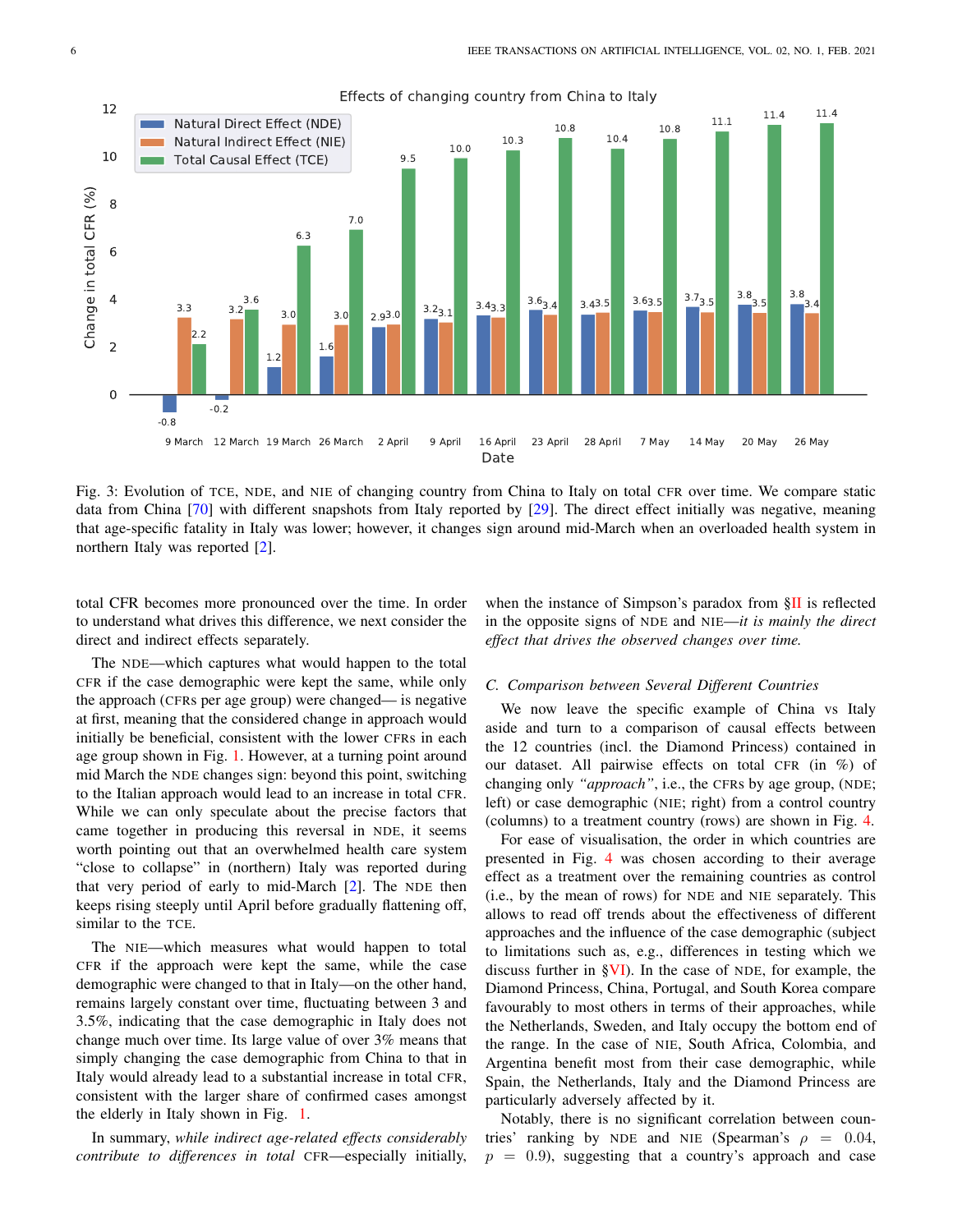Fig. 3: Evolution of TCE, NDE, and NIE of changing country from China to Italy on total CFR over time. We compare static data from China [70] with different snapshots from Italy reported by [29]. The direct effect initially was negative, meaning that age-specific fatality in Italy was lower; however, it changes sign around mid-March when an overloaded health system in northern Italy was reported [2].

total CFR becomes more pronounced over the time. In order to understand what drives this difference, we next consider the direct and indirect effects separately.

The NDE—which captures what would happen to the total CFR if the case demographic were kept the same, while only the approach (CFRs per age group) were changed— is negative at first, meaning that the considered change in approach would initially be beneficial, consistent with the lower CFRs in each age group shown in Fig. 1. However, at a turning point around mid March the NDE changes sign: beyond this point, switching to the Italian approach would lead to an increase in total CFR. While we can only speculate about the precise factors that came together in producing this reversal in NDE, it seems worth pointing out that an overwhelmed health care system "close to collapse" in (northern) Italy was reported during that very period of early to mid-March [2]. The NDE then keeps rising steeply until April before gradually flattening off, similar to the TCE.

The NIE—which measures what would happen to total CFR if the approach were kept the same, while the case demographic were changed to that in Italy—on the other hand, remains largely constant over time, fluctuating between 3 and 3.5%, indicating that the case demographic in Italy does not change much over time. Its large value of over 3% means that simply changing the case demographic from China to that in Italy would already lead to a substantial increase in total CFR, consistent with the larger share of confirmed cases amongst the elderly in Italy shown in Fig. 1.

In summary, *while indirect age-related effects considerably contribute to differences in total* CFR—especially initially, when the instance of Simpson's paradox from §II is reflected in the opposite signs of NDE and NIE—*it is mainly the direct effect that drives the observed changes over time.*

### C. Comparison between Several Different Countries

We now leave the specific example of China vs Italy aside and turn to a comparison of causal effects between the 12 countries (incl. the Diamond Princess) contained in our dataset. All pairwise effects on total CFR (in %) of changing only *"approach"*, i.e., the CFRs by age group, (NDE; left) or case demographic (NIE; right) from a control country (columns) to a treatment country (rows) are shown in Fig. 4.

For ease of visualisation, the order in which countries are presented in Fig. 4 was chosen according to their average effect as a treatment over the remaining countries as control (i.e., by the mean of rows) for NDE and NIE separately. This allows to read off trends about the effectiveness of different approaches and the influence of the case demographic (subject to limitations such as, e.g., differences in testing which we discuss further in §VI). In the case of NDE, for example, the Diamond Princess, China, Portugal, and South Korea compare favourably to most others in terms of their approaches, while the Netherlands, Sweden, and Italy occupy the bottom end of the range. In the case of NIE, South Africa, Colombia, and Argentina benefit most from their case demographic, while Spain, the Netherlands, Italy and the Diamond Princess are particularly adversely affected by it.

Notably, there is no significant correlation between countries' ranking by NDE and NIE (Spearman's $\rho = 0.04$, $p = 0.9$), suggesting that a country's approach and case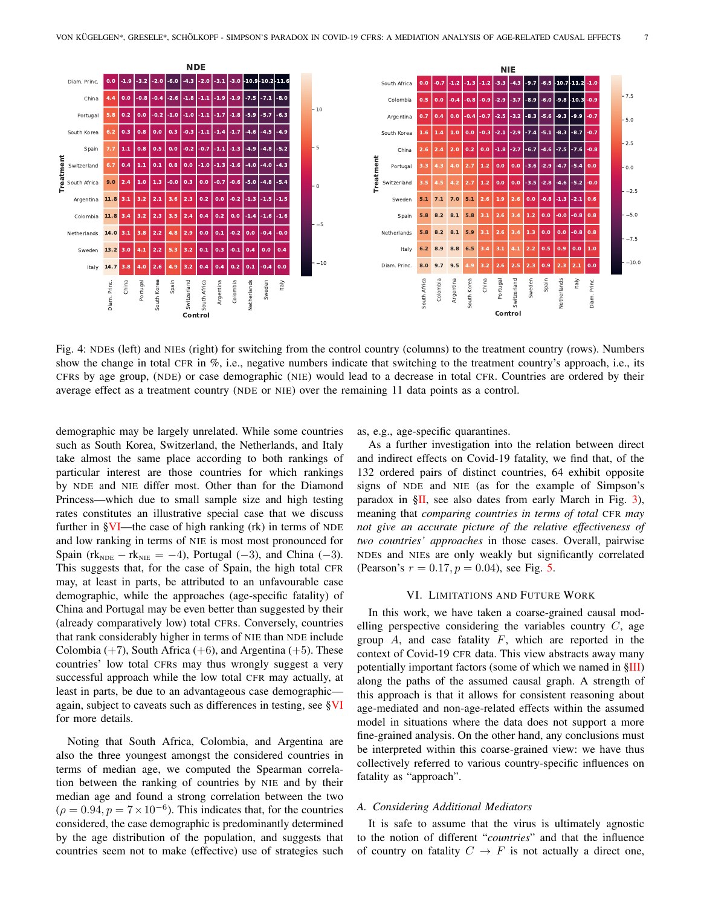Fig. 4: NDEs (left) and NIEs (right) for switching from the control country (columns) to the treatment country (rows). Numbers show the change in total CFR in %, i.e., negative numbers indicate that switching to the treatment country's approach, i.e., its CFRs by age group, (NDE) or case demographic (NIE) would lead to a decrease in total CFR. Countries are ordered by their average effect as a treatment country (NDE or NIE) over the remaining 11 data points as a control.

demographic may be largely unrelated. While some countries such as South Korea, Switzerland, the Netherlands, and Italy take almost the same place according to both rankings of particular interest are those countries for which rankings by NDE and NIE differ most. Other than for the Diamond Princess—which due to small sample size and high testing rates constitutes an illustrative special case that we discuss further in §VI—the case of high ranking (rk) in terms of NDE and low ranking in terms of NIE is most most pronounced for Spain ($\text{rk}_{\text{NDE}} - \text{rk}_{\text{NIE}} = -4$), Portugal ($-3$), and China ($-3$). This suggests that, for the case of Spain, the high total CFR may, at least in parts, be attributed to an unfavourable case demographic, while the approaches (age-specific fatality) of China and Portugal may be even better than suggested by their (already comparatively low) total CFRs. Conversely, countries that rank considerably higher in terms of NIE than NDE include Colombia ($+7$), South Africa ($+6$), and Argentina ($+5$). These countries' low total CFRs may thus wrongly suggest a very successful approach while the low total CFR may actually, at least in parts, be due to an advantageous case demographic—again, subject to caveats such as differences in testing, see §VI for more details.

Noting that South Africa, Colombia, and Argentina are also the three youngest amongst the considered countries in terms of median age, we computed the Spearman correlation between the ranking of countries by NIE and by their median age and found a strong correlation between the two ($\rho = 0.94, p = 7 \times 10^{-6}$). This indicates that, for the countries considered, the case demographic is predominantly determined by the age distribution of the population, and suggests that countries seem not to make (effective) use of strategies such as, e.g., age-specific quarantines.

As a further investigation into the relation between direct and indirect effects on Covid-19 fatality, we find that, of the 132 ordered pairs of distinct countries, 64 exhibit opposite signs of NDE and NIE (as for the example of Simpson's paradox in §II, see also dates from early March in Fig. 3), meaning that *comparing countries in terms of total* CFR *may not give an accurate picture of the relative effectiveness of two countries' approaches* in those cases. Overall, pairwise NDEs and NIEs are only weakly but significantly correlated (Pearson's $r = 0.17, p = 0.04$), see Fig. 5.

## VI. Limitations and Future Work

In this work, we have taken a coarse-grained causal modelling perspective considering the variables country $C$, age group $A$, and case fatality $F$, which are reported in the context of Covid-19 CFR data. This view abstracts away many potentially important factors (some of which we named in §III) along the paths of the assumed causal graph. A strength of this approach is that it allows for consistent reasoning about age-mediated and non-age-related effects within the assumed model in situations where the data does not support a more fine-grained analysis. On the other hand, any conclusions must be interpreted within this coarse-grained view: we have thus collectively referred to various country-specific influences on fatality as "approach".

### A. Considering Additional Mediators

It is safe to assume that the virus is ultimately agnostic to the notion of different "*countries*" and that the influence of country on fatality $C \to F$ is not actually a direct one,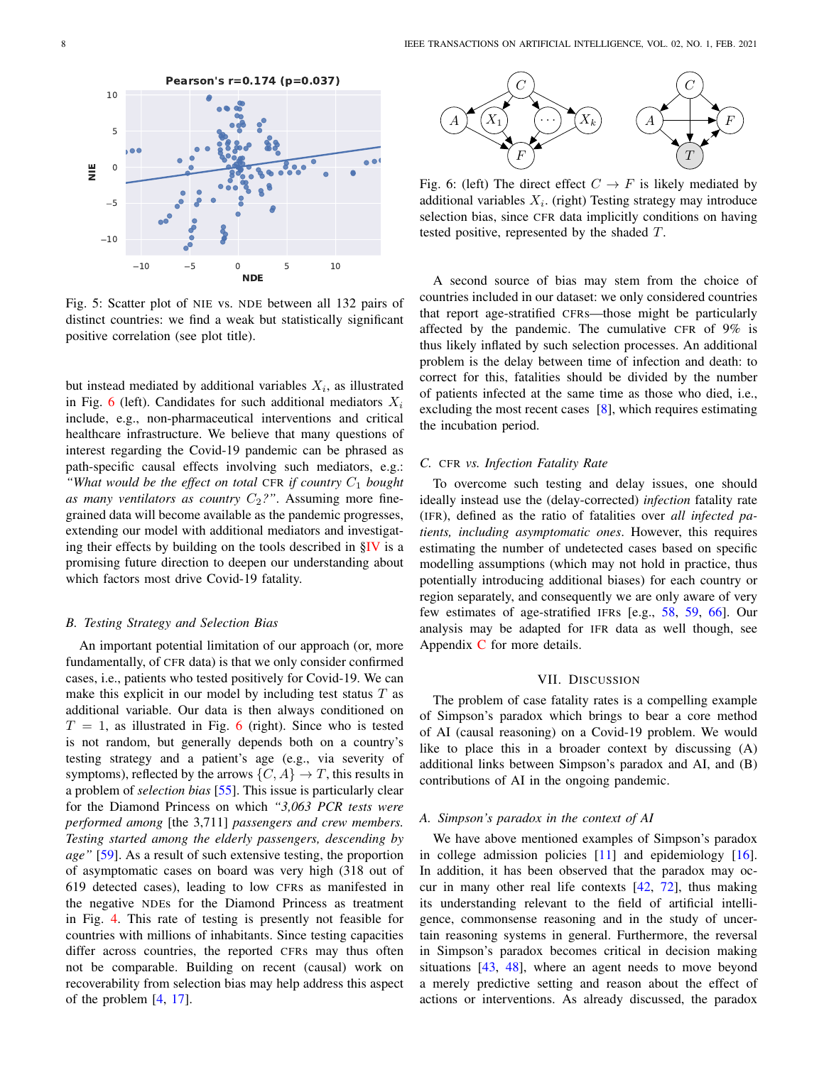Fig. 5: Scatter plot of NIE vs. NDE between all 132 pairs of distinct countries: we find a weak but statistically significant positive correlation (see plot title).

but instead mediated by additional variables $X_i$, as illustrated in Fig. 6 (left). Candidates for such additional mediators $X_i$ include, e.g., non-pharmaceutical interventions and critical healthcare infrastructure. We believe that many questions of interest regarding the Covid-19 pandemic can be phrased as path-specific causal effects involving such mediators, e.g.: *"What would be the effect on total* CFR *if country $C_1$ bought as many ventilators as country $C_2$?"*. Assuming more fine-grained data will become available as the pandemic progresses, extending our model with additional mediators and investigating their effects by building on the tools described in §IV is a promising future direction to deepen our understanding about which factors most drive Covid-19 fatality.

### B. Testing Strategy and Selection Bias

An important potential limitation of our approach (or, more fundamentally, of CFR data) is that we only consider confirmed cases, i.e., patients who tested positively for Covid-19. We can make this explicit in our model by including test status $T$ as additional variable. Our data is then always conditioned on $T = 1$, as illustrated in Fig. 6 (right). Since who is tested is not random, but generally depends both on a country's testing strategy and a patient's age (e.g., via severity of symptoms), reflected by the arrows $\{C, A\} \to T$, this results in a problem of *selection bias* [55]. This issue is particularly clear for the Diamond Princess on which *"3,063 PCR tests were performed among* [the 3,711] *passengers and crew members. Testing started among the elderly passengers, descending by age"* [59]. As a result of such extensive testing, the proportion of asymptomatic cases on board was very high (318 out of 619 detected cases), leading to low CFRs as manifested in the negative NDEs for the Diamond Princess as treatment in Fig. 4. This rate of testing is presently not feasible for countries with millions of inhabitants. Since testing capacities differ across countries, the reported CFRs may thus often not be comparable. Building on recent (causal) work on recoverability from selection bias may help address this aspect of the problem [4, 17].

Fig. 6: (left) The direct effect $C \to F$ is likely mediated by additional variables $X_i$. (right) Testing strategy may introduce selection bias, since CFR data implicitly conditions on having tested positive, represented by the shaded $T$.

A second source of bias may stem from the choice of countries included in our dataset: we only considered countries that report age-stratified CFRs—those might be particularly affected by the pandemic. The cumulative CFR of 9% is thus likely inflated by such selection processes. An additional problem is the delay between time of infection and death: to correct for this, fatalities should be divided by the number of patients infected at the same time as those who died, i.e., excluding the most recent cases [8], which requires estimating the incubation period.

### C. CFR vs. Infection Fatality Rate

To overcome such testing and delay issues, one should ideally instead use the (delay-corrected) *infection* fatality rate (IFR), defined as the ratio of fatalities over *all infected patients, including asymptomatic ones*. However, this requires estimating the number of undetected cases based on specific modelling assumptions (which may not hold in practice, thus potentially introducing additional biases) for each country or region separately, and consequently we are only aware of very few estimates of age-stratified IFRs [e.g., 58, 59, 66]. Our analysis may be adapted for IFR data as well though, see Appendix C for more details.

## VII. Discussion

The problem of case fatality rates is a compelling example of Simpson's paradox which brings to bear a core method of AI (causal reasoning) on a Covid-19 problem. We would like to place this in a broader context by discussing (A) additional links between Simpson's paradox and AI, and (B) contributions of AI in the ongoing pandemic.

### A. Simpson's paradox in the context of AI

We have above mentioned examples of Simpson's paradox in college admission policies [11] and epidemiology [16]. In addition, it has been observed that the paradox may occur in many other real life contexts [42, 72], thus making its understanding relevant to the field of artificial intelligence, commonsense reasoning and in the study of uncertain reasoning systems in general. Furthermore, the reversal in Simpson's paradox becomes critical in decision making situations [43, 48], where an agent needs to move beyond a merely predictive setting and reason about the effect of actions or interventions. As already discussed, the paradox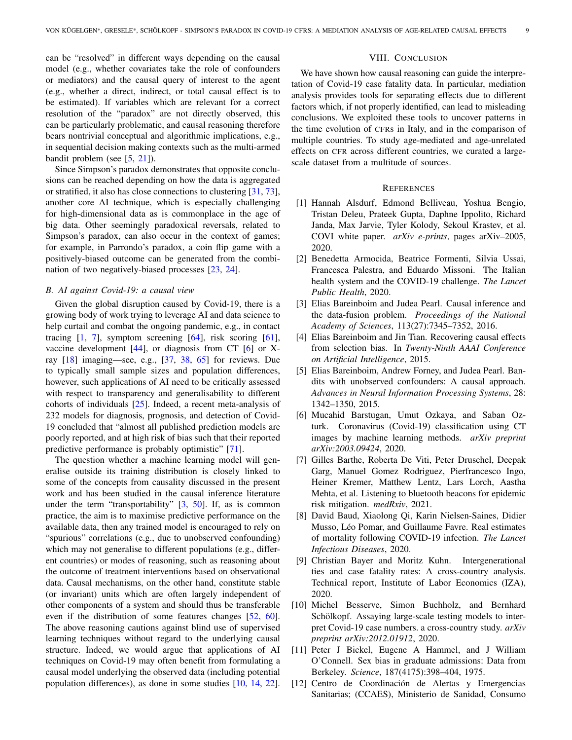can be "resolved" in different ways depending on the causal model (e.g., whether covariates take the role of confounders or mediators) and the causal query of interest to the agent (e.g., whether a direct, indirect, or total causal effect is to be estimated). If variables which are relevant for a correct resolution of the "paradox" are not directly observed, this can be particularly problematic, and causal reasoning therefore bears nontrivial conceptual and algorithmic implications, e.g., in sequential decision making contexts such as the multi-armed bandit problem (see [5, 21]).

Since Simpson's paradox demonstrates that opposite conclusions can be reached depending on how the data is aggregated or stratified, it also has close connections to clustering [31, 73], another core AI technique, which is especially challenging for high-dimensional data as is commonplace in the age of big data. Other seemingly paradoxical reversals, related to Simpson's paradox, can also occur in the context of games; for example, in Parrondo's paradox, a coin flip game with a positively-biased outcome can be generated from the combination of two negatively-biased processes [23, 24].

### B. AI against Covid-19: a causal view

Given the global disruption caused by Covid-19, there is a growing body of work trying to leverage AI and data science to help curtail and combat the ongoing pandemic, e.g., in contact tracing [1, 7], symptom screening [64], risk scoring [61], vaccine development [44], or diagnosis from CT [6] or X-ray [18] imaging—see, e.g., [37, 38, 65] for reviews. Due to typically small sample sizes and population differences, however, such applications of AI need to be critically assessed with respect to transparency and generalisability to different cohorts of individuals [25]. Indeed, a recent meta-analysis of 232 models for diagnosis, prognosis, and detection of Covid-19 concluded that "almost all published prediction models are poorly reported, and at high risk of bias such that their reported predictive performance is probably optimistic" [71].

The question whether a machine learning model will generalise outside its training distribution is closely linked to some of the concepts from causality discussed in the present work and has been studied in the causal inference literature under the term "transportability" [3, 50]. If, as is common practice, the aim is to maximise predictive performance on the available data, then any trained model is encouraged to rely on "spurious" correlations (e.g., due to unobserved confounding) which may not generalise to different populations (e.g., different countries) or modes of reasoning, such as reasoning about the outcome of treatment interventions based on observational data. Causal mechanisms, on the other hand, constitute stable (or invariant) units which are often largely independent of other components of a system and should thus be transferable even if the distribution of some features changes [52, 60]. The above reasoning cautions against blind use of supervised learning techniques without regard to the underlying causal structure. Indeed, we would argue that applications of AI techniques on Covid-19 may often benefit from formulating a causal model underlying the observed data (including potential population differences), as done in some studies [10, 14, 22].

## VIII. Conclusion

We have shown how causal reasoning can guide the interpretation of Covid-19 case fatality data. In particular, mediation analysis provides tools for separating effects due to different factors which, if not properly identified, can lead to misleading conclusions. We exploited these tools to uncover patterns in the time evolution of CFRs in Italy, and in the comparison of multiple countries. To study age-mediated and age-unrelated effects on CFR across different countries, we curated a large-scale dataset from a multitude of sources.

## References

[1] Hannah Alsdurf, Edmond Belliveau, Yoshua Bengio, Tristan Deleu, Prateek Gupta, Daphne Ippolito, Richard Janda, Max Jarvie, Tyler Kolody, Sekoul Krastev, et al. COVI white paper. *arXiv e-prints*, pages arXiv–2005, 2020.

[2] Benedetta Armocida, Beatrice Formenti, Silvia Ussai, Francesca Palestra, and Eduardo Missoni. The Italian health system and the COVID-19 challenge. *The Lancet Public Health*, 2020.

[3] Elias Bareinboim and Judea Pearl. Causal inference and the data-fusion problem. *Proceedings of the National Academy of Sciences*, 113(27):7345–7352, 2016.

[4] Elias Bareinboim and Jin Tian. Recovering causal effects from selection bias. In *Twenty-Ninth AAAI Conference on Artificial Intelligence*, 2015.

[5] Elias Bareinboim, Andrew Forney, and Judea Pearl. Bandits with unobserved confounders: A causal approach. *Advances in Neural Information Processing Systems*, 28: 1342–1350, 2015.

[6] Mucahid Barstugan, Umut Ozkaya, and Saban Ozturk. Coronavirus (Covid-19) classification using CT images by machine learning methods. *arXiv preprint arXiv:2003.09424*, 2020.

[7] Gilles Barthe, Roberta De Viti, Peter Druschel, Deepak Garg, Manuel Gomez Rodriguez, Pierfrancesco Ingo, Heiner Kremer, Matthew Lentz, Lars Lorch, Aastha Mehta, et al. Listening to bluetooth beacons for epidemic risk mitigation. *medRxiv*, 2021.

[8] David Baud, Xiaolong Qi, Karin Nielsen-Saines, Didier Musso, Léo Pomar, and Guillaume Favre. Real estimates of mortality following COVID-19 infection. *The Lancet Infectious Diseases*, 2020.

[9] Christian Bayer and Moritz Kuhn. Intergenerational ties and case fatality rates: A cross-country analysis. Technical report, Institute of Labor Economics (IZA), 2020.

[10] Michel Besserve, Simon Buchholz, and Bernhard Schölkopf. Assaying large-scale testing models to interpret Covid-19 case numbers. a cross-country study. *arXiv preprint arXiv:2012.01912*, 2020.

[11] Peter J Bickel, Eugene A Hammel, and J William O'Connell. Sex bias in graduate admissions: Data from Berkeley. *Science*, 187(4175):398–404, 1975.

[12] Centro de Coordinación de Alertas y Emergencias Sanitarias; (CCAES), Ministerio de Sanidad, Consumo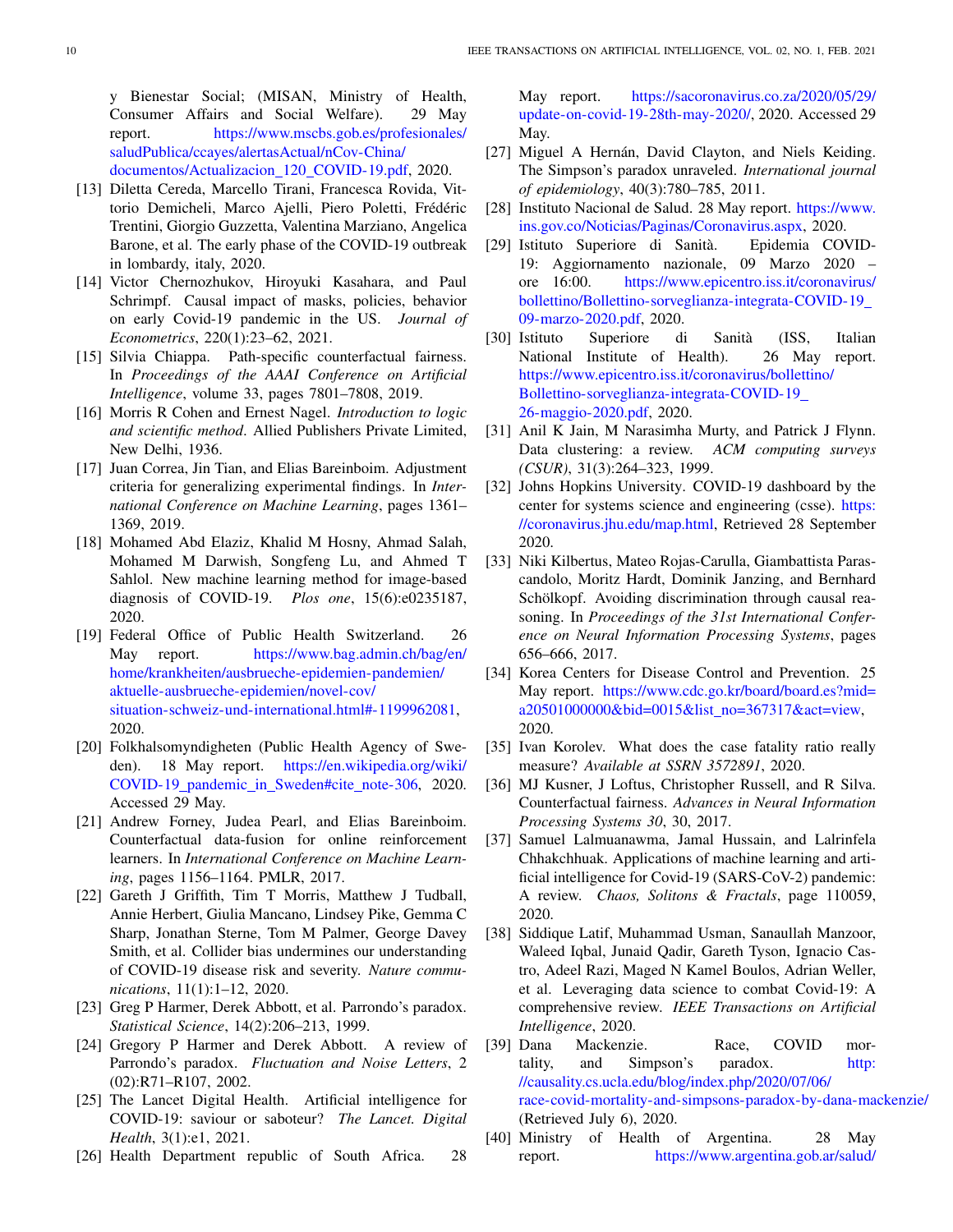y Bienestar Social; (MISAN, Ministry of Health, Consumer Affairs and Social Welfare). 29 May report. https://www.mscbs.gob.es/profesionales/saludPublica/ccayes/alertasActual/nCov-China/documentos/Actualizacion_120_COVID-19.pdf, 2020.

[13] Diletta Cereda, Marcello Tirani, Francesca Rovida, Vittorio Demicheli, Marco Ajelli, Piero Poletti, Frédéric Trentini, Giorgio Guzzetta, Valentina Marziano, Angelica Barone, et al. The early phase of the COVID-19 outbreak in lombardy, italy, 2020.

[14] Victor Chernozhukov, Hiroyuki Kasahara, and Paul Schrimpf. Causal impact of masks, policies, behavior on early Covid-19 pandemic in the US. *Journal of Econometrics*, 220(1):23–62, 2021.

[15] Silvia Chiappa. Path-specific counterfactual fairness. In *Proceedings of the AAAI Conference on Artificial Intelligence*, volume 33, pages 7801–7808, 2019.

[16] Morris R Cohen and Ernest Nagel. *Introduction to logic and scientific method*. Allied Publishers Private Limited, New Delhi, 1936.

[17] Juan Correa, Jin Tian, and Elias Bareinboim. Adjustment criteria for generalizing experimental findings. In *International Conference on Machine Learning*, pages 1361–1369, 2019.

[18] Mohamed Abd Elaziz, Khalid M Hosny, Ahmad Salah, Mohamed M Darwish, Songfeng Lu, and Ahmed T Sahlol. New machine learning method for image-based diagnosis of COVID-19. *Plos one*, 15(6):e0235187, 2020.

[19] Federal Office of Public Health Switzerland. 26 May report. https://www.bag.admin.ch/bag/en/home/krankheiten/ausbrueche-epidemien-pandemien/aktuelle-ausbrueche-epidemien/novel-cov/situation-schweiz-und-international.html#-1199962081, 2020.

[20] Folkhalsomyndigheten (Public Health Agency of Sweden). 18 May report. https://en.wikipedia.org/wiki/COVID-19_pandemic_in_Sweden#cite_note-306, 2020. Accessed 29 May.

[21] Andrew Forney, Judea Pearl, and Elias Bareinboim. Counterfactual data-fusion for online reinforcement learners. In *International Conference on Machine Learning*, pages 1156–1164. PMLR, 2017.

[22] Gareth J Griffith, Tim T Morris, Matthew J Tudball, Annie Herbert, Giulia Mancano, Lindsey Pike, Gemma C Sharp, Jonathan Sterne, Tom M Palmer, George Davey Smith, et al. Collider bias undermines our understanding of COVID-19 disease risk and severity. *Nature communications*, 11(1):1–12, 2020.

[23] Greg P Harmer, Derek Abbott, et al. Parrondo's paradox. *Statistical Science*, 14(2):206–213, 1999.

[24] Gregory P Harmer and Derek Abbott. A review of Parrondo's paradox. *Fluctuation and Noise Letters*, 2 (02):R71–R107, 2002.

[25] The Lancet Digital Health. Artificial intelligence for COVID-19: saviour or saboteur? *The Lancet. Digital Health*, 3(1):e1, 2021.

[26] Health Department republic of South Africa. 28 May report. https://sacoronavirus.co.za/2020/05/29/update-on-covid-19-28th-may-2020/, 2020. Accessed 29 May.

[27] Miguel A Hernán, David Clayton, and Niels Keiding. The Simpson's paradox unraveled. *International journal of epidemiology*, 40(3):780–785, 2011.

[28] Instituto Nacional de Salud. 28 May report. https://www.ins.gov.co/Noticias/Paginas/Coronavirus.aspx, 2020.

[29] Istituto Superiore di Sanità. Epidemia COVID-19: Aggiornamento nazionale, 09 Marzo 2020 – ore 16:00. https://www.epicentro.iss.it/coronavirus/bollettino/Bollettino-sorveglianza-integrata-COVID-19_09-marzo-2020.pdf, 2020.

[30] Istituto Superiore di Sanità (ISS, Italian National Institute of Health). 26 May report. https://www.epicentro.iss.it/coronavirus/bollettino/Bollettino-sorveglianza-integrata-COVID-19_26-maggio-2020.pdf, 2020.

[31] Anil K Jain, M Narasimha Murty, and Patrick J Flynn. Data clustering: a review. *ACM computing surveys (CSUR)*, 31(3):264–323, 1999.

[32] Johns Hopkins University. COVID-19 dashboard by the center for systems science and engineering (csse). https://coronavirus.jhu.edu/map.html, Retrieved 28 September 2020.

[33] Niki Kilbertus, Mateo Rojas-Carulla, Giambattista Parascandolo, Moritz Hardt, Dominik Janzing, and Bernhard Schölkopf. Avoiding discrimination through causal reasoning. In *Proceedings of the 31st International Conference on Neural Information Processing Systems*, pages 656–666, 2017.

[34] Korea Centers for Disease Control and Prevention. 25 May report. https://www.cdc.go.kr/board/board.es?mid=a20501000000&bid=0015&list_no=367317&act=view, 2020.

[35] Ivan Korolev. What does the case fatality ratio really measure? *Available at SSRN 3572891*, 2020.

[36] MJ Kusner, J Loftus, Christopher Russell, and R Silva. Counterfactual fairness. *Advances in Neural Information Processing Systems 30*, 30, 2017.

[37] Samuel Lalmuanawma, Jamal Hussain, and Lalrinfela Chhakchhuak. Applications of machine learning and artificial intelligence for Covid-19 (SARS-CoV-2) pandemic: A review. *Chaos, Solitons & Fractals*, page 110059, 2020.

[38] Siddique Latif, Muhammad Usman, Sanaullah Manzoor, Waleed Iqbal, Junaid Qadir, Gareth Tyson, Ignacio Castro, Adeel Razi, Maged N Kamel Boulos, Adrian Weller, et al. Leveraging data science to combat Covid-19: A comprehensive review. *IEEE Transactions on Artificial Intelligence*, 2020.

[39] Dana Mackenzie. Race, COVID mortality, and Simpson's paradox. http://causality.cs.ucla.edu/blog/index.php/2020/07/06/race-covid-mortality-and-simpsons-paradox-by-dana-mackenzie/ (Retrieved July 6), 2020.

[40] Ministry of Health of Argentina. 28 May report. https://www.argentina.gob.ar/salud/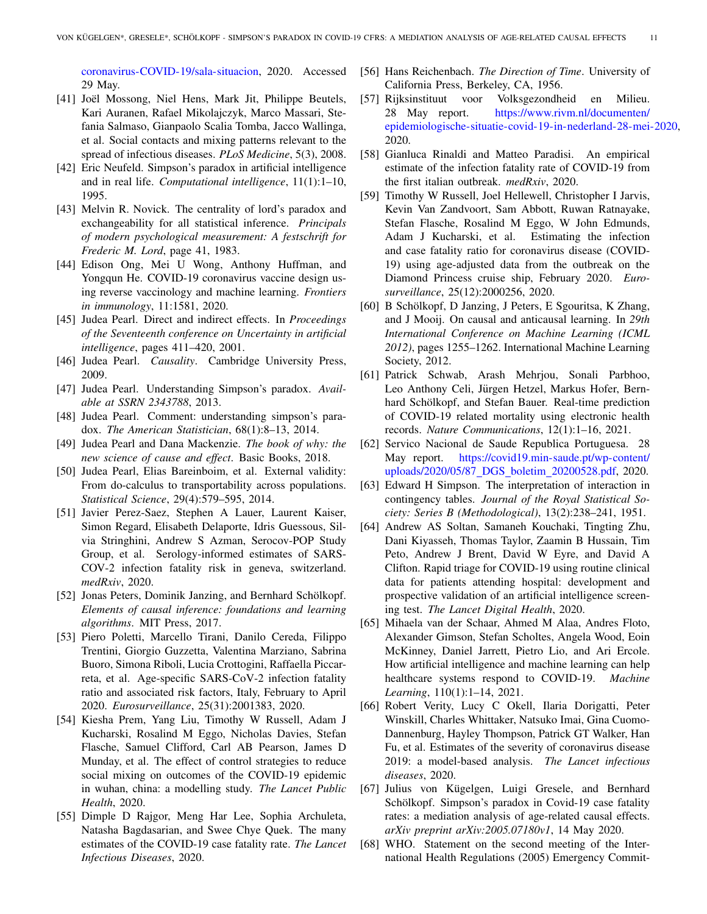coronavirus-COVID-19/sala-situacion, 2020. Accessed 29 May.

[41] Joël Mossong, Niel Hens, Mark Jit, Philippe Beutels, Kari Auranen, Rafael Mikolajczyk, Marco Massari, Stefania Salmaso, Gianpaolo Scalia Tomba, Jacco Wallinga, et al. Social contacts and mixing patterns relevant to the spread of infectious diseases. *PLoS Medicine*, 5(3), 2008.

[42] Eric Neufeld. Simpson's paradox in artificial intelligence and in real life. *Computational intelligence*, 11(1):1–10, 1995.

[43] Melvin R. Novick. The centrality of lord's paradox and exchangeability for all statistical inference. *Principals of modern psychological measurement: A festschrift for Frederic M. Lord*, page 41, 1983.

[44] Edison Ong, Mei U Wong, Anthony Huffman, and Yongqun He. COVID-19 coronavirus vaccine design using reverse vaccinology and machine learning. *Frontiers in immunology*, 11:1581, 2020.

[45] Judea Pearl. Direct and indirect effects. In *Proceedings of the Seventeenth conference on Uncertainty in artificial intelligence*, pages 411–420, 2001.

[46] Judea Pearl. *Causality*. Cambridge University Press, 2009.

[47] Judea Pearl. Understanding Simpson's paradox. *Available at SSRN 2343788*, 2013.

[48] Judea Pearl. Comment: understanding simpson's paradox. *The American Statistician*, 68(1):8–13, 2014.

[49] Judea Pearl and Dana Mackenzie. *The book of why: the new science of cause and effect*. Basic Books, 2018.

[50] Judea Pearl, Elias Bareinboim, et al. External validity: From do-calculus to transportability across populations. *Statistical Science*, 29(4):579–595, 2014.

[51] Javier Perez-Saez, Stephen A Lauer, Laurent Kaiser, Simon Regard, Elisabeth Delaporte, Idris Guessous, Silvia Stringhini, Andrew S Azman, Serocov-POP Study Group, et al. Serology-informed estimates of SARS-COV-2 infection fatality risk in geneva, switzerland. *medRxiv*, 2020.

[52] Jonas Peters, Dominik Janzing, and Bernhard Schölkopf. *Elements of causal inference: foundations and learning algorithms*. MIT Press, 2017.

[53] Piero Poletti, Marcello Tirani, Danilo Cereda, Filippo Trentini, Giorgio Guzzetta, Valentina Marziano, Sabrina Buoro, Simona Riboli, Lucia Crottogini, Raffaella Piccarreta, et al. Age-specific SARS-CoV-2 infection fatality ratio and associated risk factors, Italy, February to April 2020. *Eurosurveillance*, 25(31):2001383, 2020.

[54] Kiesha Prem, Yang Liu, Timothy W Russell, Adam J Kucharski, Rosalind M Eggo, Nicholas Davies, Stefan Flasche, Samuel Clifford, Carl AB Pearson, James D Munday, et al. The effect of control strategies to reduce social mixing on outcomes of the COVID-19 epidemic in wuhan, china: a modelling study. *The Lancet Public Health*, 2020.

[55] Dimple D Rajgor, Meng Har Lee, Sophia Archuleta, Natasha Bagdasarian, and Swee Chye Quek. The many estimates of the COVID-19 case fatality rate. *The Lancet Infectious Diseases*, 2020.

[56] Hans Reichenbach. *The Direction of Time*. University of California Press, Berkeley, CA, 1956.

[57] Rijksinstituut voor Volksgezondheid en Milieu. 28 May report. https://www.rivm.nl/documenten/epidemiologische-situatie-covid-19-in-nederland-28-mei-2020, 2020.

[58] Gianluca Rinaldi and Matteo Paradisi. An empirical estimate of the infection fatality rate of COVID-19 from the first italian outbreak. *medRxiv*, 2020.

[59] Timothy W Russell, Joel Hellewell, Christopher I Jarvis, Kevin Van Zandvoort, Sam Abbott, Ruwan Ratnayake, Stefan Flasche, Rosalind M Eggo, W John Edmunds, Adam J Kucharski, et al. Estimating the infection and case fatality ratio for coronavirus disease (COVID-19) using age-adjusted data from the outbreak on the Diamond Princess cruise ship, February 2020. *Eurosurveillance*, 25(12):2000256, 2020.

[60] B Schölkopf, D Janzing, J Peters, E Sgouritsa, K Zhang, and J Mooij. On causal and anticausal learning. In *29th International Conference on Machine Learning (ICML 2012)*, pages 1255–1262. International Machine Learning Society, 2012.

[61] Patrick Schwab, Arash Mehrjou, Sonali Parbhoo, Leo Anthony Celi, Jürgen Hetzel, Markus Hofer, Bernhard Schölkopf, and Stefan Bauer. Real-time prediction of COVID-19 related mortality using electronic health records. *Nature Communications*, 12(1):1–16, 2021.

[62] Servico Nacional de Saude Republica Portuguesa. 28 May report. https://covid19.min-saude.pt/wp-content/uploads/2020/05/87_DGS_boletim_20200528.pdf, 2020.

[63] Edward H Simpson. The interpretation of interaction in contingency tables. *Journal of the Royal Statistical Society: Series B (Methodological)*, 13(2):238–241, 1951.

[64] Andrew AS Soltan, Samaneh Kouchaki, Tingting Zhu, Dani Kiyasseh, Thomas Taylor, Zaamin B Hussain, Tim Peto, Andrew J Brent, David W Eyre, and David A Clifton. Rapid triage for COVID-19 using routine clinical data for patients attending hospital: development and prospective validation of an artificial intelligence screening test. *The Lancet Digital Health*, 2020.

[65] Mihaela van der Schaar, Ahmed M Alaa, Andres Floto, Alexander Gimson, Stefan Scholtes, Angela Wood, Eoin McKinney, Daniel Jarrett, Pietro Lio, and Ari Ercole. How artificial intelligence and machine learning can help healthcare systems respond to COVID-19. *Machine Learning*, 110(1):1–14, 2021.

[66] Robert Verity, Lucy C Okell, Ilaria Dorigatti, Peter Winskill, Charles Whittaker, Natsuko Imai, Gina Cuomo-Dannenburg, Hayley Thompson, Patrick GT Walker, Han Fu, et al. Estimates of the severity of coronavirus disease 2019: a model-based analysis. *The Lancet infectious diseases*, 2020.

[67] Julius von Kügelgen, Luigi Gresele, and Bernhard Schölkopf. Simpson's paradox in Covid-19 case fatality rates: a mediation analysis of age-related causal effects. *arXiv preprint arXiv:2005.07180v1*, 14 May 2020.

[68] WHO. Statement on the second meeting of the International Health Regulations (2005) Emergency Commit-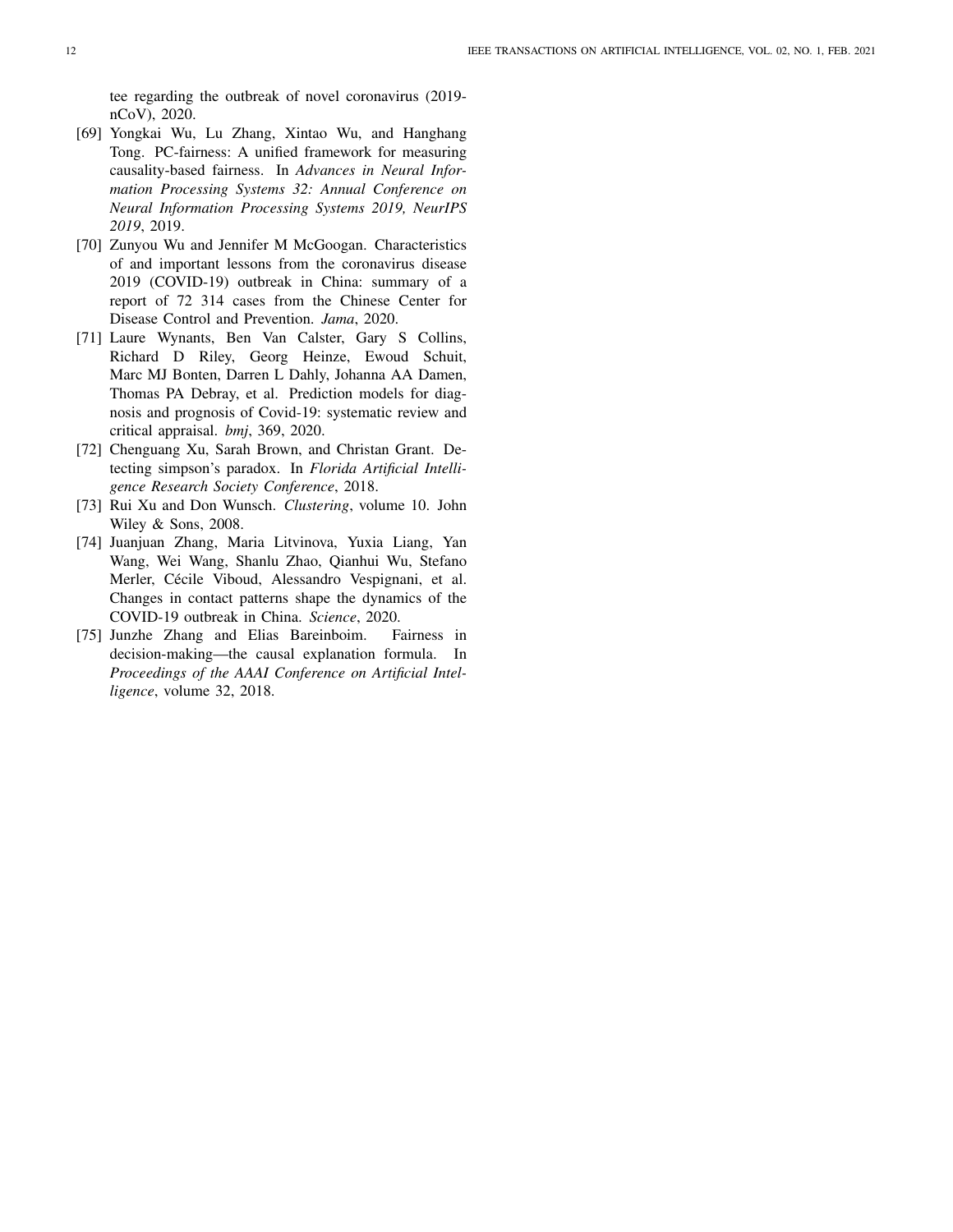tee regarding the outbreak of novel coronavirus (2019-nCoV), 2020.

[69] Yongkai Wu, Lu Zhang, Xintao Wu, and Hanghang Tong. PC-fairness: A unified framework for measuring causality-based fairness. In *Advances in Neural Information Processing Systems 32: Annual Conference on Neural Information Processing Systems 2019, NeurIPS 2019*, 2019.

[70] Zunyou Wu and Jennifer M McGoogan. Characteristics of and important lessons from the coronavirus disease 2019 (COVID-19) outbreak in China: summary of a report of 72 314 cases from the Chinese Center for Disease Control and Prevention. *Jama*, 2020.

[71] Laure Wynants, Ben Van Calster, Gary S Collins, Richard D Riley, Georg Heinze, Ewoud Schuit, Marc MJ Bonten, Darren L Dahly, Johanna AA Damen, Thomas PA Debray, et al. Prediction models for diagnosis and prognosis of Covid-19: systematic review and critical appraisal. *bmj*, 369, 2020.

[72] Chenguang Xu, Sarah Brown, and Christan Grant. Detecting simpson's paradox. In *Florida Artificial Intelligence Research Society Conference*, 2018.

[73] Rui Xu and Don Wunsch. *Clustering*, volume 10. John Wiley & Sons, 2008.

[74] Juanjuan Zhang, Maria Litvinova, Yuxia Liang, Yan Wang, Wei Wang, Shanlu Zhao, Qianhui Wu, Stefano Merler, Cécile Viboud, Alessandro Vespignani, et al. Changes in contact patterns shape the dynamics of the COVID-19 outbreak in China. *Science*, 2020.

[75] Junzhe Zhang and Elias Bareinboim. Fairness in decision-making—the causal explanation formula. In *Proceedings of the AAAI Conference on Artificial Intelligence*, volume 32, 2018.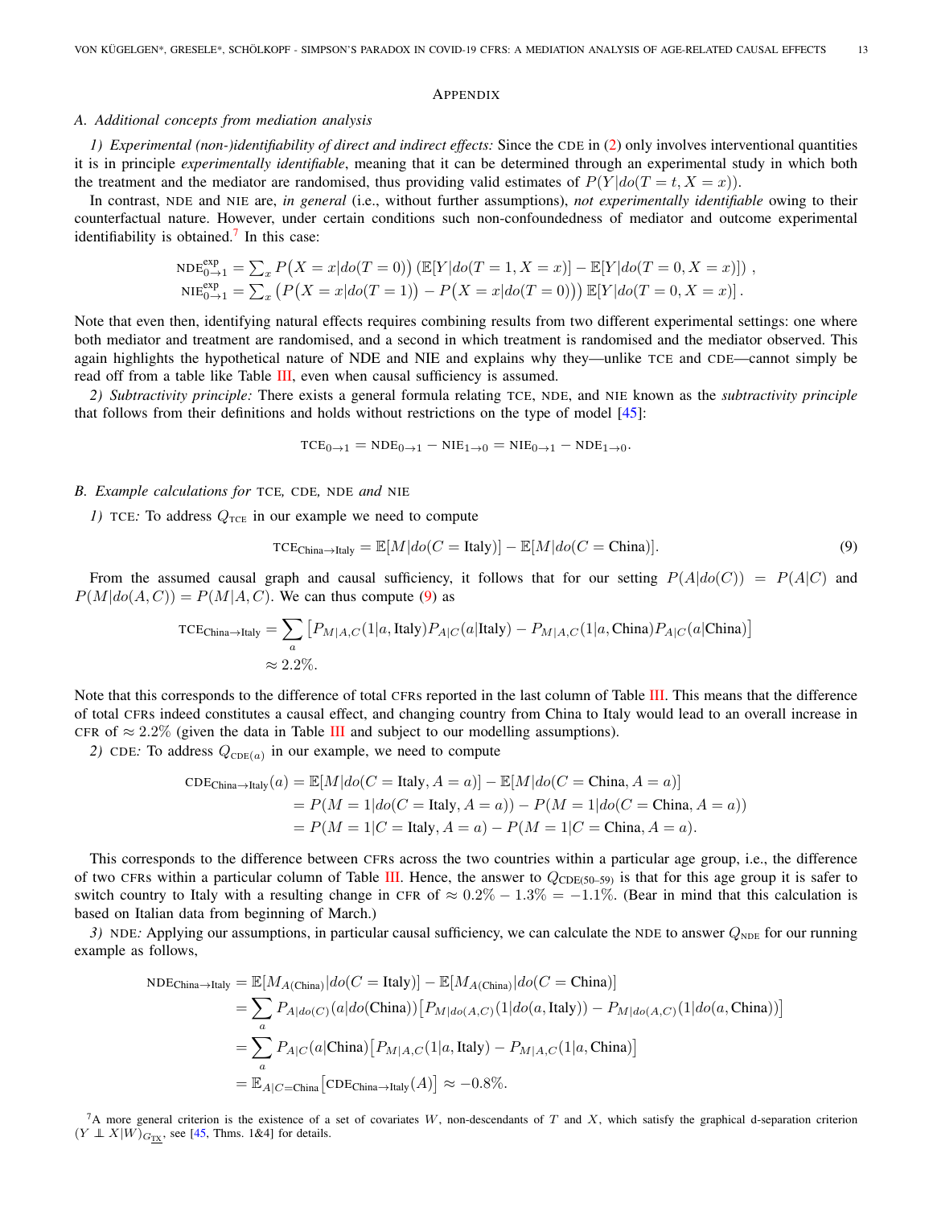## Appendix

### A. Additional concepts from mediation analysis

*1) Experimental (non-)identifiability of direct and indirect effects:* Since the CDE in (2) only involves interventional quantities it is in principle *experimentally identifiable*, meaning that it can be determined through an experimental study in which both the treatment and the mediator are randomised, thus providing valid estimates of $P(Y|do(T=t, X=x))$.

In contrast, NDE and NIE are, *in general* (i.e., without further assumptions), *not experimentally identifiable* owing to their counterfactual nature. However, under certain conditions such non-confoundedness of mediator and outcome experimental identifiability is obtained.[7] In this case:

$$\text{NDE}^{\text{exp}}_{0\to1} = \sum_x P\big(X=x|do(T=0)\big)\left(\mathbb{E}[Y|do(T=1,X=x)] - \mathbb{E}[Y|do(T=0,X=x)]\right),$$
$$\text{NIE}^{\text{exp}}_{0\to1} = \sum_x \big(P\big(X=x|do(T=1)\big) - P\big(X=x|do(T=0)\big)\big)\,\mathbb{E}[Y|do(T=0,X=x)].$$

Note that even then, identifying natural effects requires combining results from two different experimental settings: one where both mediator and treatment are randomised, and a second in which treatment is randomised and the mediator observed. This again highlights the hypothetical nature of NDE and NIE and explains why they—unlike TCE and CDE—cannot simply be read off from a table like Table III, even when causal sufficiency is assumed.

*2) Subtractivity principle:* There exists a general formula relating TCE, NDE, and NIE known as the *subtractivity principle* that follows from their definitions and holds without restrictions on the type of model [45]:

$$\text{TCE}_{0\to1} = \text{NDE}_{0\to1} - \text{NIE}_{1\to0} = \text{NIE}_{0\to1} - \text{NDE}_{1\to0}.$$

### B. Example calculations for TCE, CDE, NDE and NIE

*1) TCE:* To address $Q_{\text{TCE}}$ in our example we need to compute

$$\text{TCE}_{\text{China}\to\text{Italy}} = \mathbb{E}[M|do(C=\text{Italy})] - \mathbb{E}[M|do(C=\text{China})]. \tag{9}$$

From the assumed causal graph and causal sufficiency, it follows that for our setting $P(A|do(C)) = P(A|C)$ and $P(M|do(A,C)) = P(M|A,C)$. We can thus compute (9) as

$$\text{TCE}_{\text{China}\to\text{Italy}} = \sum_a \left[P_{M|A,C}(1|a,\text{Italy})P_{A|C}(a|\text{Italy}) - P_{M|A,C}(1|a,\text{China})P_{A|C}(a|\text{China})\right]$$
$$\approx 2.2\%.$$

Note that this corresponds to the difference of total CFRs reported in the last column of Table III. This means that the difference of total CFRs indeed constitutes a causal effect, and changing country from China to Italy would lead to an overall increase in CFR of $\approx 2.2\%$ (given the data in Table III and subject to our modelling assumptions).

*2) CDE:* To address $Q_{\text{CDE}(a)}$ in our example, we need to compute

$$\begin{aligned}
\text{CDE}_{\text{China}\to\text{Italy}}(a) &= \mathbb{E}[M|do(C=\text{Italy}, A=a)] - \mathbb{E}[M|do(C=\text{China}, A=a)] \\
&= P(M=1|do(C=\text{Italy}, A=a)) - P(M=1|do(C=\text{China}, A=a)) \\
&= P(M=1|C=\text{Italy}, A=a) - P(M=1|C=\text{China}, A=a).
\end{aligned}$$

This corresponds to the difference between CFRs across the two countries within a particular age group, i.e., the difference of two CFRs within a particular column of Table III. Hence, the answer to $Q_{\text{CDE(50–59)}}$ is that for this age group it is safer to switch country to Italy with a resulting change in CFR of $\approx 0.2\% - 1.3\% = -1.1\%$. (Bear in mind that this calculation is based on Italian data from beginning of March.)

*3) NDE:* Applying our assumptions, in particular causal sufficiency, we can calculate the NDE to answer $Q_{\text{NDE}}$ for our running example as follows,

$$\begin{aligned}
\text{NDE}_{\text{China}\to\text{Italy}} &= \mathbb{E}[M_{A(\text{China})}|do(C=\text{Italy})] - \mathbb{E}[M_{A(\text{China})}|do(C=\text{China})] \\
&= \sum_a P_{A|do(C)}(a|do(\text{China}))\left[P_{M|do(A,C)}(1|do(a,\text{Italy})) - P_{M|do(A,C)}(1|do(a,\text{China}))\right] \\
&= \sum_a P_{A|C}(a|\text{China})\left[P_{M|A,C}(1|a,\text{Italy}) - P_{M|A,C}(1|a,\text{China})\right] \\
&= \mathbb{E}_{A|C=\text{China}}\left[\text{CDE}_{\text{China}\to\text{Italy}}(A)\right] \approx -0.8\%.
\end{aligned}$$

[7] A more general criterion is the existence of a set of covariates $W$, non-descendants of $T$ and $X$, which satisfy the graphical d-separation criterion $(Y \perp\!\!\!\perp X|W)_{G_{\underline{TX}}}$, see [45, Thms. 1&4] for details.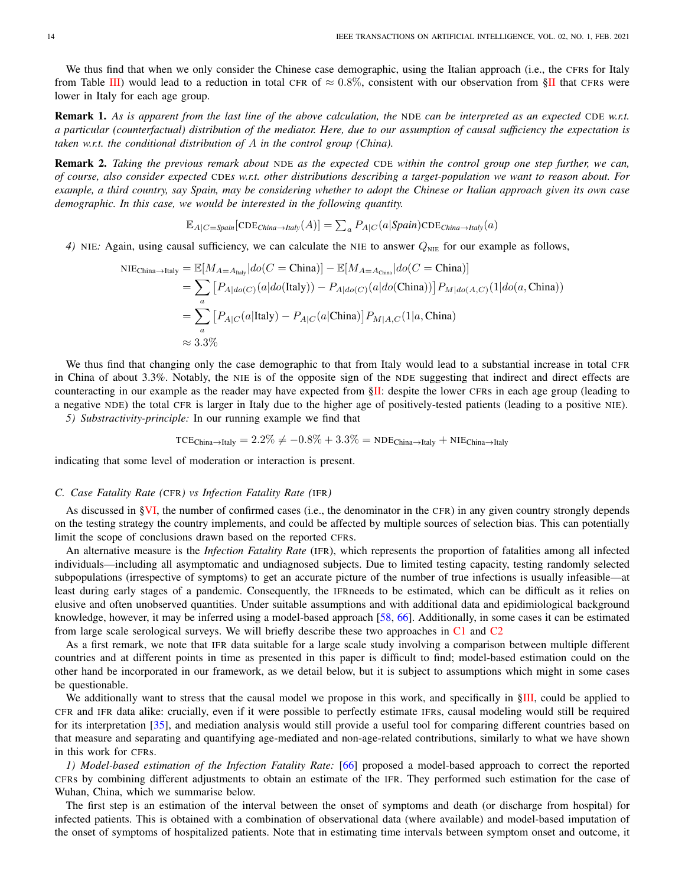We thus find that when we only consider the Chinese case demographic, using the Italian approach (i.e., the CFRs for Italy from Table III) would lead to a reduction in total CFR of $\approx 0.8\%$, consistent with our observation from §II that CFRs were lower in Italy for each age group.

**Remark 1.** *As is apparent from the last line of the above calculation, the* NDE *can be interpreted as an expected* CDE *w.r.t. a particular (counterfactual) distribution of the mediator. Here, due to our assumption of causal sufficiency the expectation is taken w.r.t. the conditional distribution of $A$ in the control group (China).*

**Remark 2.** *Taking the previous remark about* NDE *as the expected* CDE *within the control group one step further, we can, of course, also consider expected* CDE*s w.r.t. other distributions describing a target-population we want to reason about. For example, a third country, say Spain, may be considering whether to adopt the Chinese or Italian approach given its own case demographic. In this case, we would be interested in the following quantity.*

$$\mathbb{E}_{A|C=Spain}[\text{CDE}_{China \to Italy}(A)] = \sum_a P_{A|C}(a|Spain)\text{CDE}_{China \to Italy}(a)$$

*4)* NIE*:* Again, using causal sufficiency, we can calculate the NIE to answer $Q_{\text{NIE}}$ for our example as follows,

$$\begin{aligned}
\text{NIE}_{\text{China}\to\text{Italy}} &= \mathbb{E}[M_{A=A_{\text{Italy}}}|do(C=\text{China})] - \mathbb{E}[M_{A=A_{\text{China}}}|do(C=\text{China})] \\
&= \sum_a \left[P_{A|do(C)}(a|do(\text{Italy})) - P_{A|do(C)}(a|do(\text{China}))\right] P_{M|do(A,C)}(1|do(a,\text{China})) \\
&= \sum_a \left[P_{A|C}(a|\text{Italy}) - P_{A|C}(a|\text{China})\right] P_{M|A,C}(1|a,\text{China}) \\
&\approx 3.3\%
\end{aligned}$$

We thus find that changing only the case demographic to that from Italy would lead to a substantial increase in total CFR in China of about 3.3%. Notably, the NIE is of the opposite sign of the NDE suggesting that indirect and direct effects are counteracting in our example as the reader may have expected from §II: despite the lower CFRs in each age group (leading to a negative NDE) the total CFR is larger in Italy due to the higher age of positively-tested patients (leading to a positive NIE).

*5) Substractivity-principle:* In our running example we find that

$$\text{TCE}_{\text{China}\to\text{Italy}} = 2.2\% \neq -0.8\% + 3.3\% = \text{NDE}_{\text{China}\to\text{Italy}} + \text{NIE}_{\text{China}\to\text{Italy}}$$

indicating that some level of moderation or interaction is present.

### C. Case Fatality Rate (CFR) vs Infection Fatality Rate (IFR)

As discussed in §VI, the number of confirmed cases (i.e., the denominator in the CFR) in any given country strongly depends on the testing strategy the country implements, and could be affected by multiple sources of selection bias. This can potentially limit the scope of conclusions drawn based on the reported CFRs.

An alternative measure is the *Infection Fatality Rate* (IFR), which represents the proportion of fatalities among all infected individuals—including all asymptomatic and undiagnosed subjects. Due to limited testing capacity, testing randomly selected subpopulations (irrespective of symptoms) to get an accurate picture of the number of true infections is usually infeasible—at least during early stages of a pandemic. Consequently, the IFRneeds to be estimated, which can be difficult as it relies on elusive and often unobserved quantities. Under suitable assumptions and with additional data and epidimiological background knowledge, however, it may be inferred using a model-based approach [58, 66]. Additionally, in some cases it can be estimated from large scale serological surveys. We will briefly describe these two approaches in C1 and C2

As a first remark, we note that IFR data suitable for a large scale study involving a comparison between multiple different countries and at different points in time as presented in this paper is difficult to find; model-based estimation could on the other hand be incorporated in our framework, as we detail below, but it is subject to assumptions which might in some cases be questionable.

We additionally want to stress that the causal model we propose in this work, and specifically in §III, could be applied to CFR and IFR data alike: crucially, even if it were possible to perfectly estimate IFRs, causal modeling would still be required for its interpretation [35], and mediation analysis would still provide a useful tool for comparing different countries based on that measure and separating and quantifying age-mediated and non-age-related contributions, similarly to what we have shown in this work for CFRs.

*1) Model-based estimation of the Infection Fatality Rate:* [66] proposed a model-based approach to correct the reported CFRs by combining different adjustments to obtain an estimate of the IFR. They performed such estimation for the case of Wuhan, China, which we summarise below.

The first step is an estimation of the interval between the onset of symptoms and death (or discharge from hospital) for infected patients. This is obtained with a combination of observational data (where available) and model-based imputation of the onset of symptoms of hospitalized patients. Note that in estimating time intervals between symptom onset and outcome, it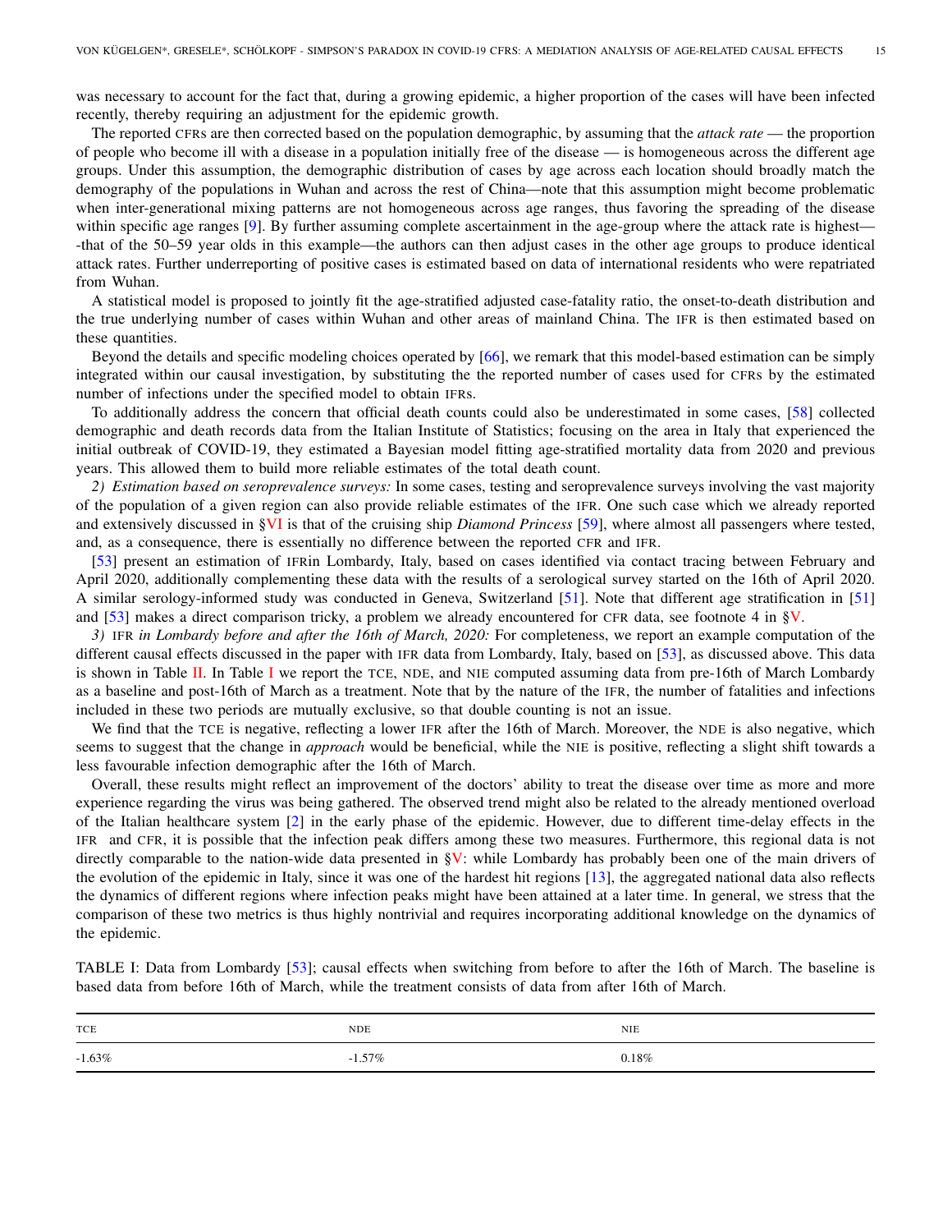was necessary to account for the fact that, during a growing epidemic, a higher proportion of the cases will have been infected recently, thereby requiring an adjustment for the epidemic growth.

The reported CFRs are then corrected based on the population demographic, by assuming that the *attack rate* — the proportion of people who become ill with a disease in a population initially free of the disease — is homogeneous across the different age groups. Under this assumption, the demographic distribution of cases by age across each location should broadly match the demography of the populations in Wuhan and across the rest of China—note that this assumption might become problematic when inter-generational mixing patterns are not homogeneous across age ranges, thus favoring the spreading of the disease within specific age ranges [9]. By further assuming complete ascertainment in the age-group where the attack rate is highest—-that of the 50–59 year olds in this example—the authors can then adjust cases in the other age groups to produce identical attack rates. Further underreporting of positive cases is estimated based on data of international residents who were repatriated from Wuhan.

A statistical model is proposed to jointly fit the age-stratified adjusted case-fatality ratio, the onset-to-death distribution and the true underlying number of cases within Wuhan and other areas of mainland China. The IFR is then estimated based on these quantities.

Beyond the details and specific modeling choices operated by [66], we remark that this model-based estimation can be simply integrated within our causal investigation, by substituting the the reported number of cases used for CFRs by the estimated number of infections under the specified model to obtain IFRs.

To additionally address the concern that official death counts could also be underestimated in some cases, [58] collected demographic and death records data from the Italian Institute of Statistics; focusing on the area in Italy that experienced the initial outbreak of COVID-19, they estimated a Bayesian model fitting age-stratified mortality data from 2020 and previous years. This allowed them to build more reliable estimates of the total death count.

*2) Estimation based on seroprevalence surveys:* In some cases, testing and seroprevalence surveys involving the vast majority of the population of a given region can also provide reliable estimates of the IFR. One such case which we already reported and extensively discussed in §VI is that of the cruising ship *Diamond Princess* [59], where almost all passengers where tested, and, as a consequence, there is essentially no difference between the reported CFR and IFR.

[53] present an estimation of IFRin Lombardy, Italy, based on cases identified via contact tracing between February and April 2020, additionally complementing these data with the results of a serological survey started on the 16th of April 2020. A similar serology-informed study was conducted in Geneva, Switzerland [51]. Note that different age stratification in [51] and [53] makes a direct comparison tricky, a problem we already encountered for CFR data, see footnote 4 in §V.

*3)* IFR *in Lombardy before and after the 16th of March, 2020:* For completeness, we report an example computation of the different causal effects discussed in the paper with IFR data from Lombardy, Italy, based on [53], as discussed above. This data is shown in Table II. In Table I we report the TCE, NDE, and NIE computed assuming data from pre-16th of March Lombardy as a baseline and post-16th of March as a treatment. Note that by the nature of the IFR, the number of fatalities and infections included in these two periods are mutually exclusive, so that double counting is not an issue.

We find that the TCE is negative, reflecting a lower IFR after the 16th of March. Moreover, the NDE is also negative, which seems to suggest that the change in *approach* would be beneficial, while the NIE is positive, reflecting a slight shift towards a less favourable infection demographic after the 16th of March.

Overall, these results might reflect an improvement of the doctors' ability to treat the disease over time as more and more experience regarding the virus was being gathered. The observed trend might also be related to the already mentioned overload of the Italian healthcare system [2] in the early phase of the epidemic. However, due to different time-delay effects in the IFR and CFR, it is possible that the infection peak differs among these two measures. Furthermore, this regional data is not directly comparable to the nation-wide data presented in §V: while Lombardy has probably been one of the main drivers of the evolution of the epidemic in Italy, since it was one of the hardest hit regions [13], the aggregated national data also reflects the dynamics of different regions where infection peaks might have been attained at a later time. In general, we stress that the comparison of these two metrics is thus highly nontrivial and requires incorporating additional knowledge on the dynamics of the epidemic.

TABLE I: Data from Lombardy [53]; causal effects when switching from before to after the 16th of March. The baseline is based data from before 16th of March, while the treatment consists of data from after 16th of March.

| TCE | NDE | NIE |
|---|---|---|
| -1.63% | -1.57% | 0.18% |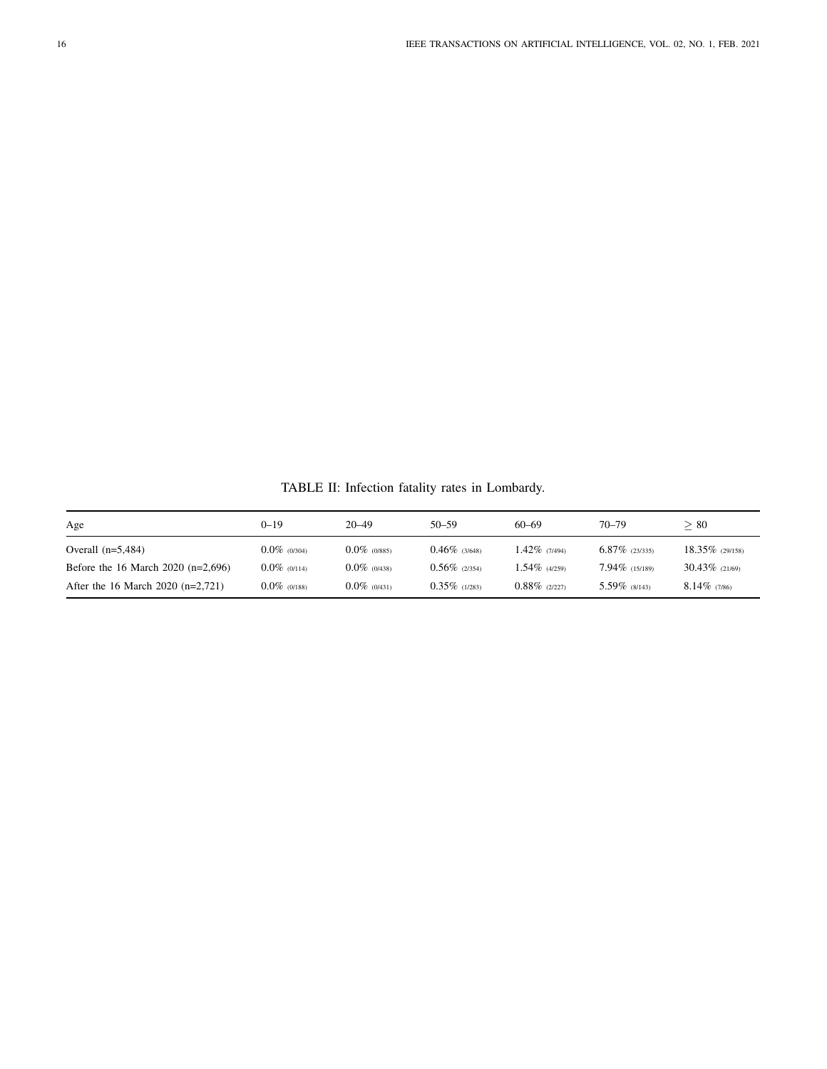TABLE II: Infection fatality rates in Lombardy.

| Age | 0–19 | 20–49 | 50–59 | 60–69 | 70–79 | $\geq 80$ |
|---|---|---|---|---|---|---|
| Overall (n=5,484) | 0.0% (0/304) | 0.0% (0/885) | 0.46% (3/648) | 1.42% (7/494) | 6.87% (23/335) | 18.35% (29/158) |
| Before the 16 March 2020 (n=2,696) | 0.0% (0/114) | 0.0% (0/438) | 0.56% (2/354) | 1.54% (4/259) | 7.94% (15/189) | 30.43% (21/69) |
| After the 16 March 2020 (n=2,721) | 0.0% (0/188) | 0.0% (0/431) | 0.35% (1/283) | 0.88% (2/227) | 5.59% (8/143) | 8.14% (7/86) |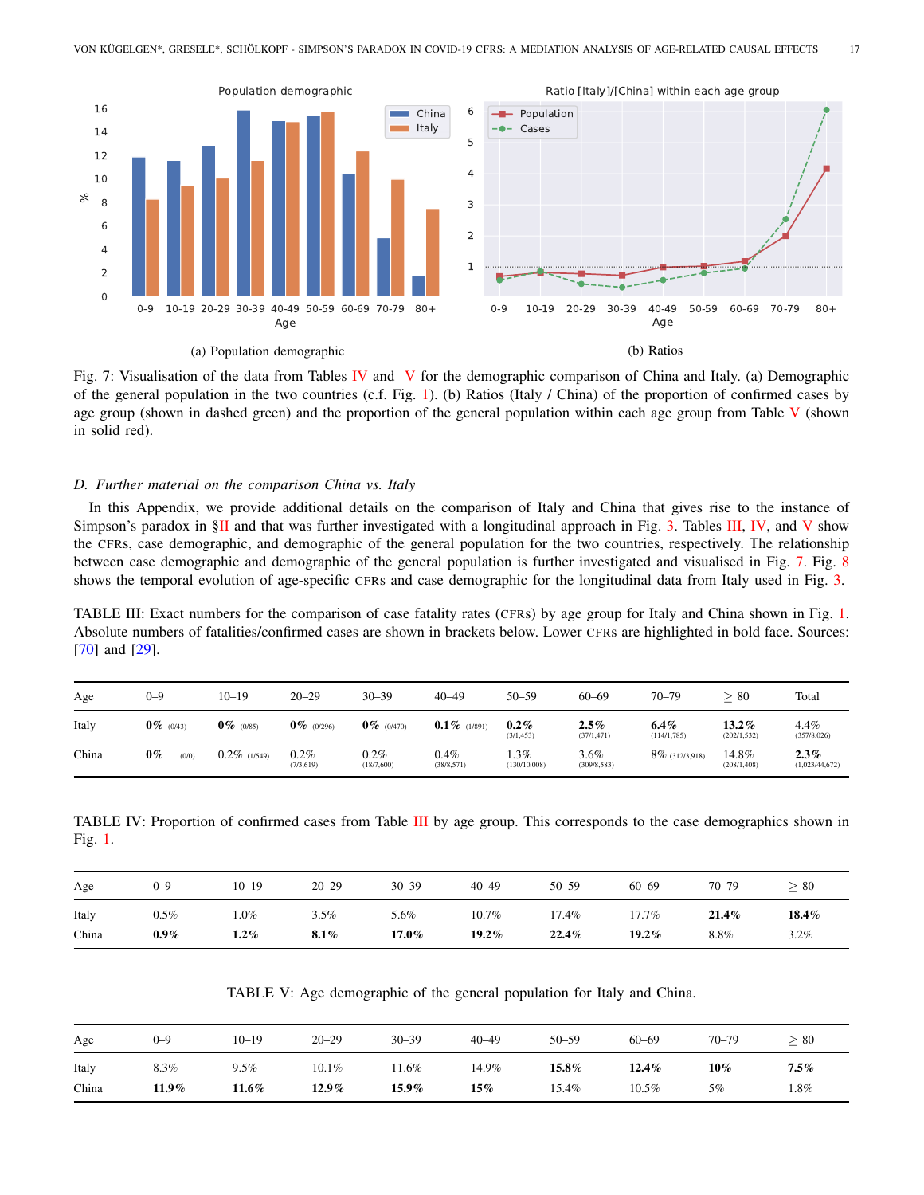(a) Population demographic

(b) Ratios

Fig. 7: Visualisation of the data from Tables IV and V for the demographic comparison of China and Italy. (a) Demographic of the general population in the two countries (c.f. Fig. 1). (b) Ratios (Italy / China) of the proportion of confirmed cases by age group (shown in dashed green) and the proportion of the general population within each age group from Table V (shown in solid red).

### D. Further material on the comparison China vs. Italy

In this Appendix, we provide additional details on the comparison of Italy and China that gives rise to the instance of Simpson's paradox in §II and that was further investigated with a longitudinal approach in Fig. 3. Tables III, IV, and V show the CFRs, case demographic, and demographic of the general population for the two countries, respectively. The relationship between case demographic and demographic of the general population is further investigated and visualised in Fig. 7. Fig. 8 shows the temporal evolution of age-specific CFRs and case demographic for the longitudinal data from Italy used in Fig. 3.

TABLE III: Exact numbers for the comparison of case fatality rates (CFRs) by age group for Italy and China shown in Fig. 1. Absolute numbers of fatalities/confirmed cases are shown in brackets below. Lower CFRs are highlighted in bold face. Sources: [70] and [29].

| Age | 0–9 | 10–19 | 20–29 | 30–39 | 40–49 | 50–59 | 60–69 | 70–79 | ≥ 80 | Total |
|---|---|---|---|---|---|---|---|---|---|---|
| Italy | **0%** (0/43) | **0%** (0/85) | **0%** (0/296) | **0%** (0/470) | **0.1%** (1/891) | **0.2%** (3/1,453) | **2.5%** (37/1,471) | **6.4%** (114/1,785) | **13.2%** (202/1,532) | 4.4% (357/8,026) |
| China | **0%** (0/0) | 0.2% (1/549) | 0.2% (7/3,619) | 0.2% (18/7,600) | 0.4% (38/8,571) | 1.3% (130/10,008) | 3.6% (309/8,583) | 8% (312/3,918) | 14.8% (208/1,408) | **2.3%** (1,023/44,672) |

TABLE IV: Proportion of confirmed cases from Table III by age group. This corresponds to the case demographics shown in Fig. 1.

| Age | 0–9 | 10–19 | 20–29 | 30–39 | 40–49 | 50–59 | 60–69 | 70–79 | ≥ 80 |
|---|---|---|---|---|---|---|---|---|---|
| Italy | 0.5% | 1.0% | 3.5% | 5.6% | 10.7% | 17.4% | 17.7% | **21.4%** | **18.4%** |
| China | **0.9%** | **1.2%** | **8.1%** | **17.0%** | **19.2%** | **22.4%** | **19.2%** | 8.8% | 3.2% |

TABLE V: Age demographic of the general population for Italy and China.

| Age | 0–9 | 10–19 | 20–29 | 30–39 | 40–49 | 50–59 | 60–69 | 70–79 | ≥ 80 |
|---|---|---|---|---|---|---|---|---|---|
| Italy | 8.3% | 9.5% | 10.1% | 11.6% | 14.9% | **15.8%** | **12.4%** | **10%** | **7.5%** |
| China | **11.9%** | **11.6%** | **12.9%** | **15.9%** | **15%** | 15.4% | 10.5% | 5% | 1.8% |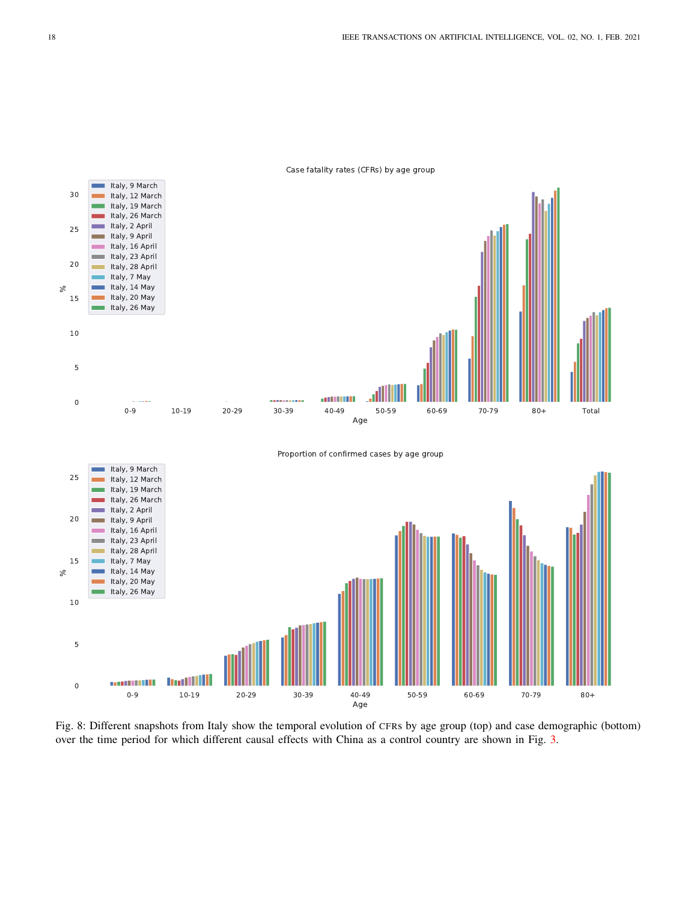Fig. 8: Different snapshots from Italy show the temporal evolution of CFRs by age group (top) and case demographic (bottom) over the time period for which different causal effects with China as a control country are shown in Fig. 3.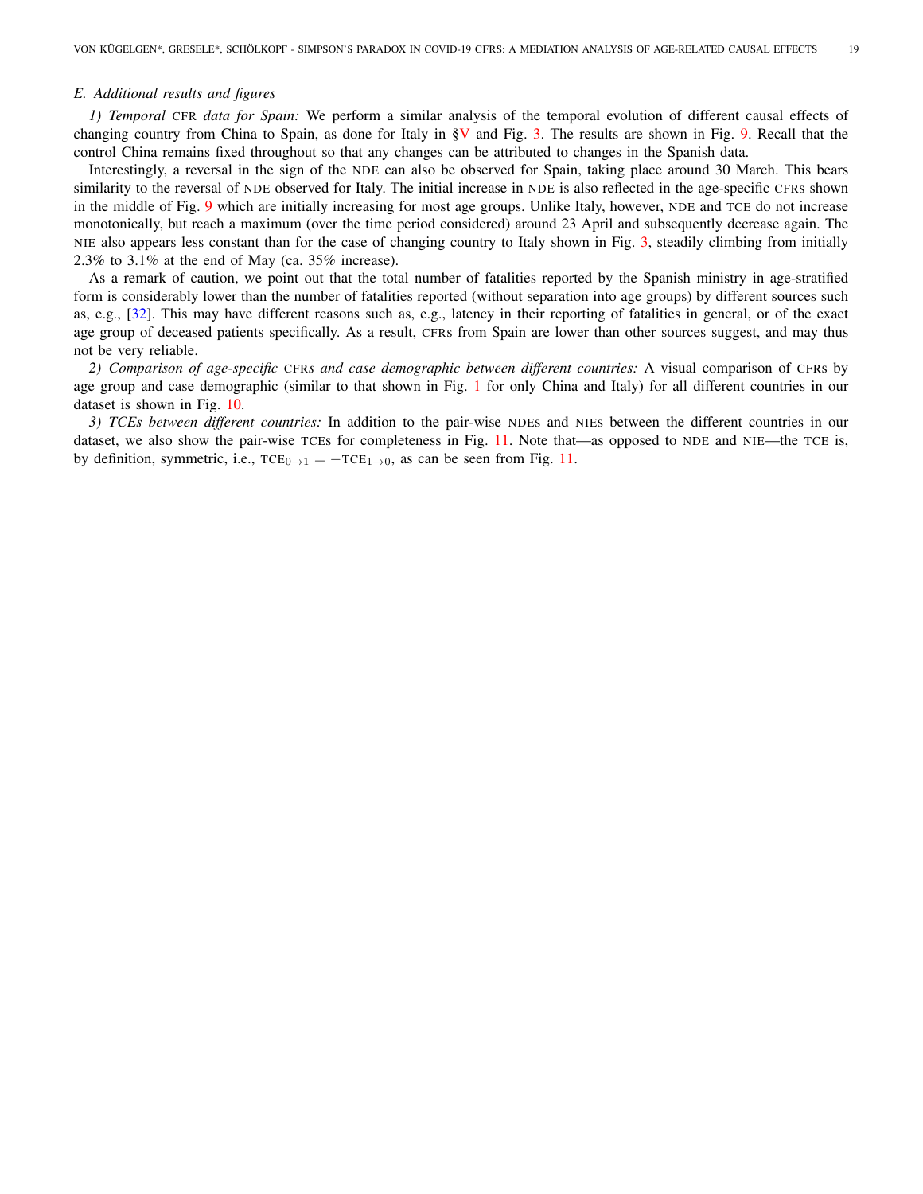### E. Additional results and figures

*1) Temporal* CFR *data for Spain:* We perform a similar analysis of the temporal evolution of different causal effects of changing country from China to Spain, as done for Italy in §V and Fig. 3. The results are shown in Fig. 9. Recall that the control China remains fixed throughout so that any changes can be attributed to changes in the Spanish data.

Interestingly, a reversal in the sign of the NDE can also be observed for Spain, taking place around 30 March. This bears similarity to the reversal of NDE observed for Italy. The initial increase in NDE is also reflected in the age-specific CFRs shown in the middle of Fig. 9 which are initially increasing for most age groups. Unlike Italy, however, NDE and TCE do not increase monotonically, but reach a maximum (over the time period considered) around 23 April and subsequently decrease again. The NIE also appears less constant than for the case of changing country to Italy shown in Fig. 3, steadily climbing from initially 2.3% to 3.1% at the end of May (ca. 35% increase).

As a remark of caution, we point out that the total number of fatalities reported by the Spanish ministry in age-stratified form is considerably lower than the number of fatalities reported (without separation into age groups) by different sources such as, e.g., [32]. This may have different reasons such as, e.g., latency in their reporting of fatalities in general, or of the exact age group of deceased patients specifically. As a result, CFRs from Spain are lower than other sources suggest, and may thus not be very reliable.

*2) Comparison of age-specific* CFR*s and case demographic between different countries:* A visual comparison of CFRs by age group and case demographic (similar to that shown in Fig. 1 for only China and Italy) for all different countries in our dataset is shown in Fig. 10.

*3) TCEs between different countries:* In addition to the pair-wise NDEs and NIEs between the different countries in our dataset, we also show the pair-wise TCEs for completeness in Fig. 11. Note that—as opposed to NDE and NIE—the TCE is, by definition, symmetric, i.e., $\text{TCE}_{0\to1} = -\text{TCE}_{1\to0}$, as can be seen from Fig. 11.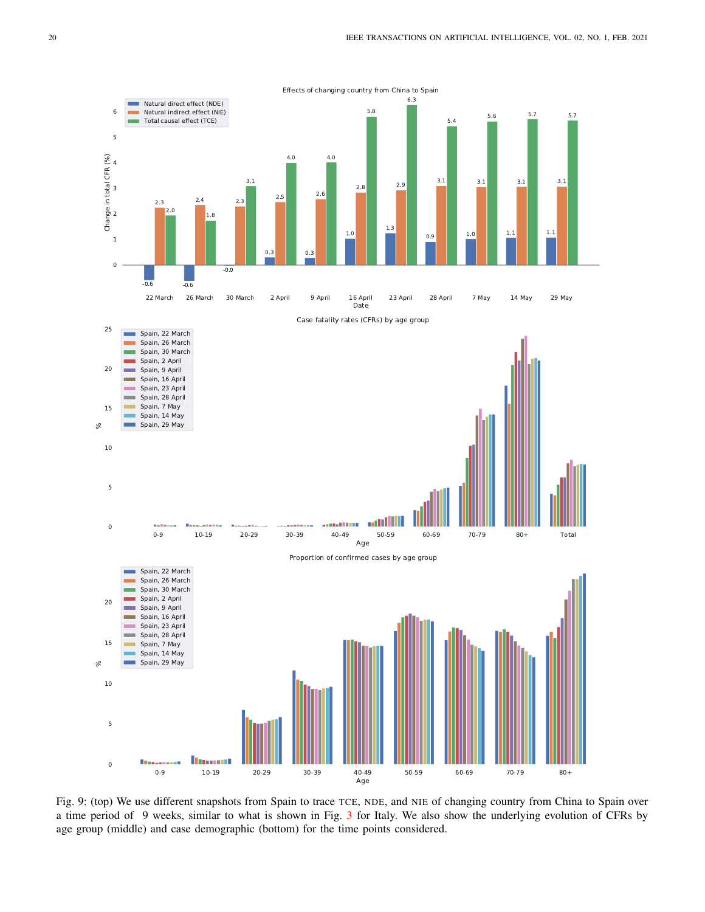Fig. 9: (top) We use different snapshots from Spain to trace TCE, NDE, and NIE of changing country from China to Spain over a time period of 9 weeks, similar to what is shown in Fig. 3 for Italy. We also show the underlying evolution of CFRs by age group (middle) and case demographic (bottom) for the time points considered.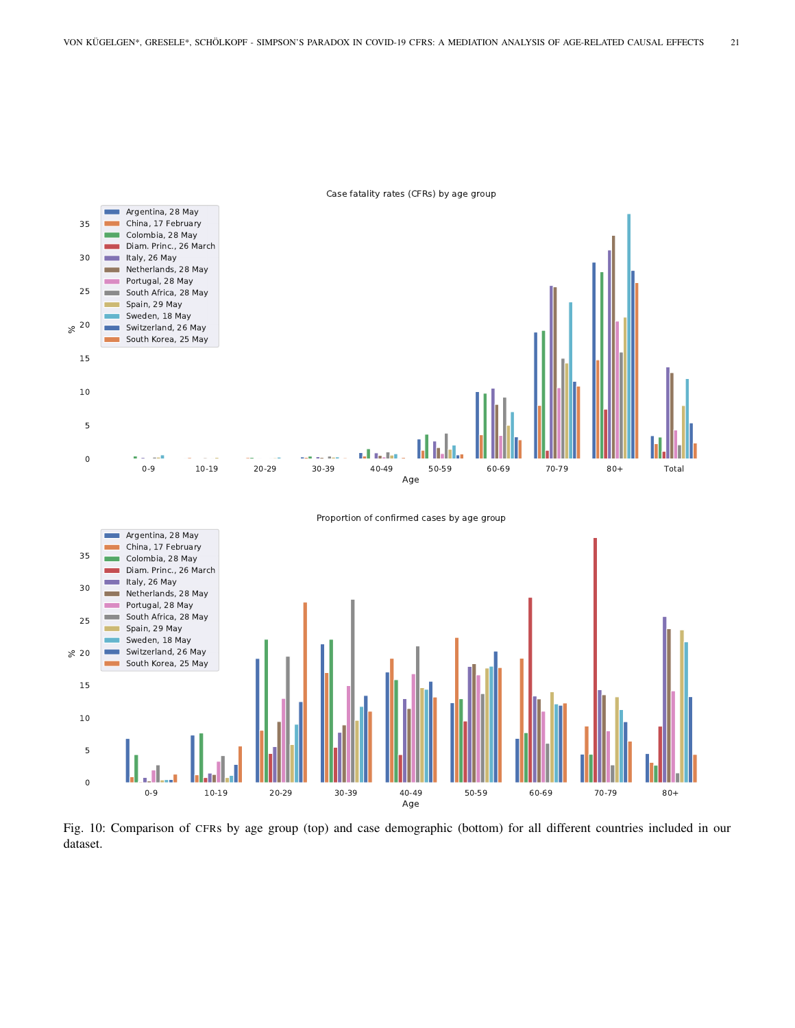Fig. 10: Comparison of CFRs by age group (top) and case demographic (bottom) for all different countries included in our dataset.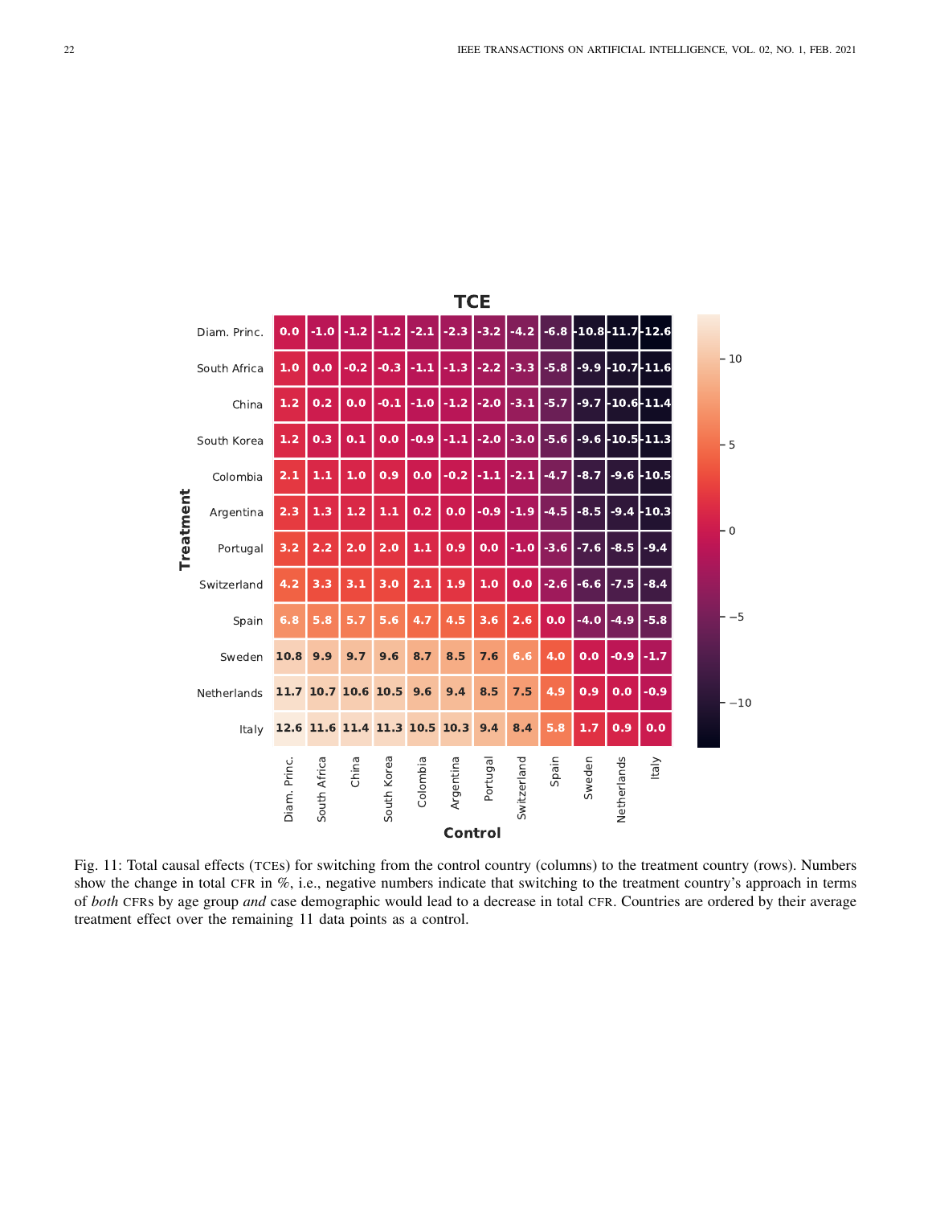**TCE**

| Treatment \ Control | Diam. Princ. | South Africa | China | South Korea | Colombia | Argentina | Portugal | Switzerland | Spain | Sweden | Netherlands | Italy |
|---|---|---|---|---|---|---|---|---|---|---|---|---|
| Diam. Princ. | 0.0 | -1.0 | -1.2 | -1.2 | -2.1 | -2.3 | -3.2 | -4.2 | -6.8 | -10.8 | -11.7 | -12.6 |
| South Africa | 1.0 | 0.0 | -0.2 | -0.3 | -1.1 | -1.3 | -2.2 | -3.3 | -5.8 | -9.9 | -10.7 | -11.6 |
| China | 1.2 | 0.2 | 0.0 | -0.1 | -1.0 | -1.2 | -2.0 | -3.1 | -5.7 | -9.7 | -10.6 | -11.4 |
| South Korea | 1.2 | 0.3 | 0.1 | 0.0 | -0.9 | -1.1 | -2.0 | -3.0 | -5.6 | -9.6 | -10.5 | -11.3 |
| Colombia | 2.1 | 1.1 | 1.0 | 0.9 | 0.0 | -0.2 | -1.1 | -2.1 | -4.7 | -8.7 | -9.6 | -10.5 |
| Argentina | 2.3 | 1.3 | 1.2 | 1.1 | 0.2 | 0.0 | -0.9 | -1.9 | -4.5 | -8.5 | -9.4 | -10.3 |
| Portugal | 3.2 | 2.2 | 2.0 | 2.0 | 1.1 | 0.9 | 0.0 | -1.0 | -3.6 | -7.6 | -8.5 | -9.4 |
| Switzerland | 4.2 | 3.3 | 3.1 | 3.0 | 2.1 | 1.9 | 1.0 | 0.0 | -2.6 | -6.6 | -7.5 | -8.4 |
| Spain | 6.8 | 5.8 | 5.7 | 5.6 | 4.7 | 4.5 | 3.6 | 2.6 | 0.0 | -4.0 | -4.9 | -5.8 |
| Sweden | 10.8 | 9.9 | 9.7 | 9.6 | 8.7 | 8.5 | 7.6 | 6.6 | 4.0 | 0.0 | -0.9 | -1.7 |
| Netherlands | 11.7 | 10.7 | 10.6 | 10.5 | 9.6 | 9.4 | 8.5 | 7.5 | 4.9 | 0.9 | 0.0 | -0.9 |
| Italy | 12.6 | 11.6 | 11.4 | 11.3 | 10.5 | 10.3 | 9.4 | 8.4 | 5.8 | 1.7 | 0.9 | 0.0 |

Fig. 11: Total causal effects (TCEs) for switching from the control country (columns) to the treatment country (rows). Numbers show the change in total CFR in %, i.e., negative numbers indicate that switching to the treatment country's approach in terms of *both* CFRs by age group *and* case demographic would lead to a decrease in total CFR. Countries are ordered by their average treatment effect over the remaining 11 data points as a control.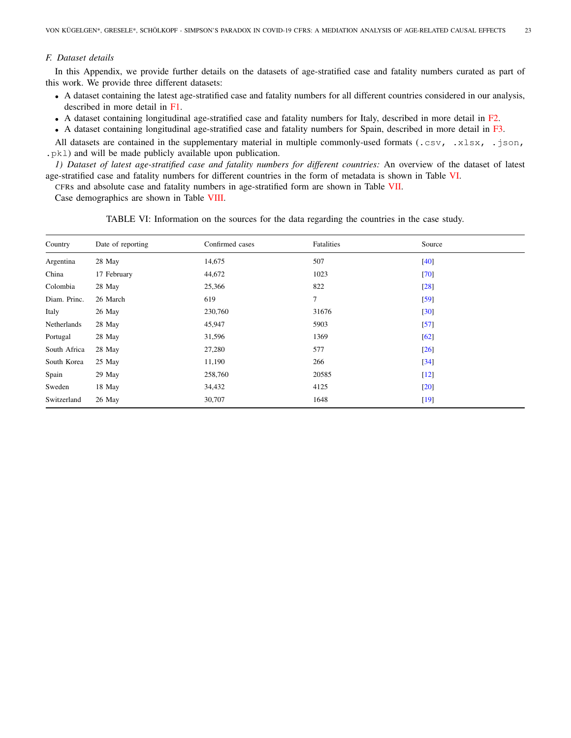### F. Dataset details

In this Appendix, we provide further details on the datasets of age-stratified case and fatality numbers curated as part of this work. We provide three different datasets:

- A dataset containing the latest age-stratified case and fatality numbers for all different countries considered in our analysis, described in more detail in F1.
- A dataset containing longitudinal age-stratified case and fatality numbers for Italy, described in more detail in F2.
- A dataset containing longitudinal age-stratified case and fatality numbers for Spain, described in more detail in F3.

All datasets are contained in the supplementary material in multiple commonly-used formats (`.csv`, `.xlsx`, `.json`, `.pkl`) and will be made publicly available upon publication.

*1) Dataset of latest age-stratified case and fatality numbers for different countries:* An overview of the dataset of latest age-stratified case and fatality numbers for different countries in the form of metadata is shown in Table VI.

CFRs and absolute case and fatality numbers in age-stratified form are shown in Table VII.

Case demographics are shown in Table VIII.

TABLE VI: Information on the sources for the data regarding the countries in the case study.

| Country | Date of reporting | Confirmed cases | Fatalities | Source |
|---|---|---|---|---|
| Argentina | 28 May | 14,675 | 507 | [40] |
| China | 17 February | 44,672 | 1023 | [70] |
| Colombia | 28 May | 25,366 | 822 | [28] |
| Diam. Princ. | 26 March | 619 | 7 | [59] |
| Italy | 26 May | 230,760 | 31676 | [30] |
| Netherlands | 28 May | 45,947 | 5903 | [57] |
| Portugal | 28 May | 31,596 | 1369 | [62] |
| South Africa | 28 May | 27,280 | 577 | [26] |
| South Korea | 25 May | 11,190 | 266 | [34] |
| Spain | 29 May | 258,760 | 20585 | [12] |
| Sweden | 18 May | 34,432 | 4125 | [20] |
| Switzerland | 26 May | 30,707 | 1648 | [19] |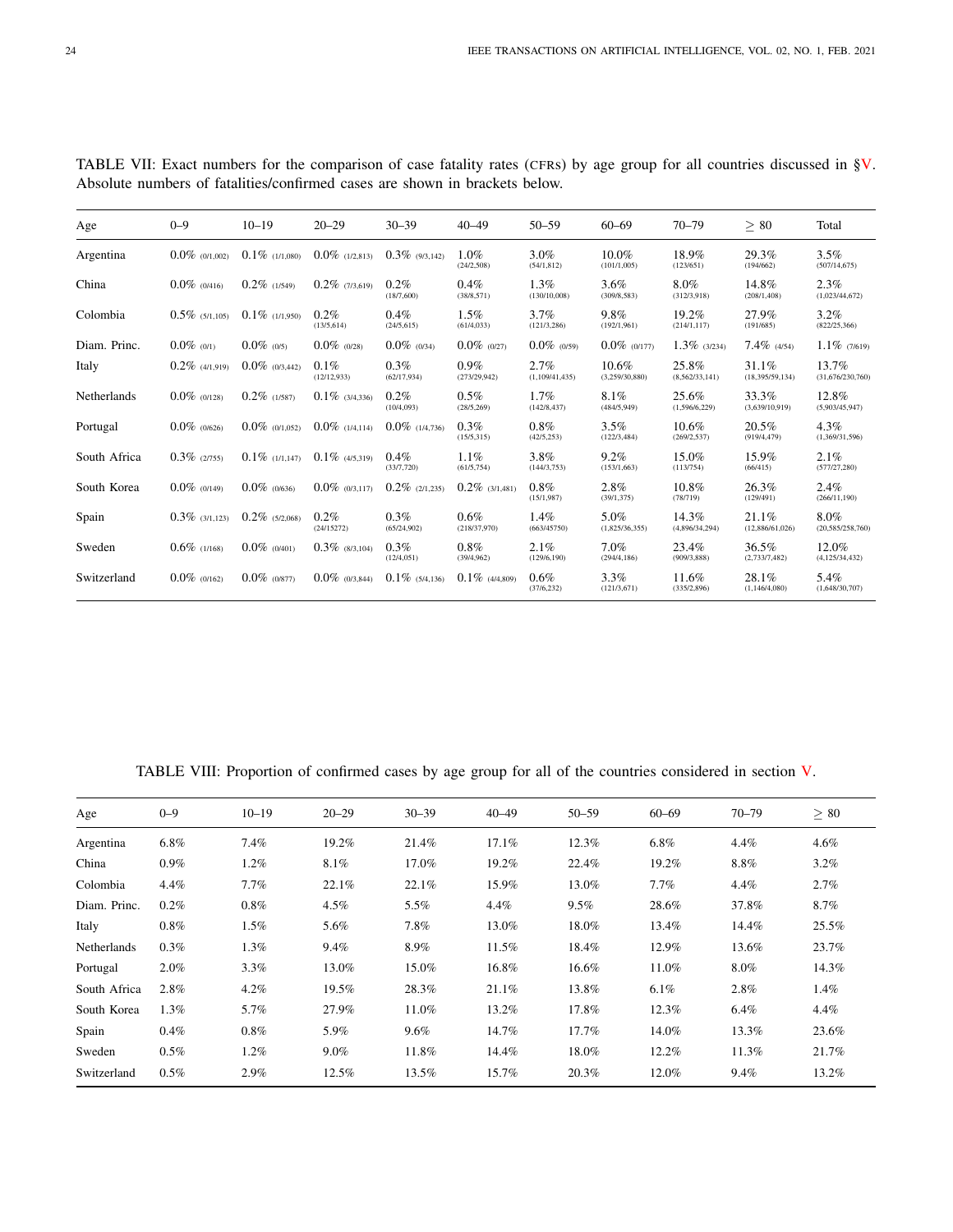TABLE VII: Exact numbers for the comparison of case fatality rates (CFRs) by age group for all countries discussed in §V. Absolute numbers of fatalities/confirmed cases are shown in brackets below.

| Age | 0–9 | 10–19 | 20–29 | 30–39 | 40–49 | 50–59 | 60–69 | 70–79 | ≥ 80 | Total |
|---|---|---|---|---|---|---|---|---|---|---|
| Argentina | 0.0% (0/1,002) | 0.1% (1/1,080) | 0.0% (1/2,813) | 0.3% (9/3,142) | 1.0% (24/2,508) | 3.0% (54/1,812) | 10.0% (101/1,005) | 18.9% (123/651) | 29.3% (194/662) | 3.5% (507/14,675) |
| China | 0.0% (0/416) | 0.2% (1/549) | 0.2% (7/3,619) | 0.2% (18/7,600) | 0.4% (38/8,571) | 1.3% (130/10,008) | 3.6% (309/8,583) | 8.0% (312/3,918) | 14.8% (208/1,408) | 2.3% (1,023/44,672) |
| Colombia | 0.5% (5/1,105) | 0.1% (1/1,950) | 0.2% (13/5,614) | 0.4% (24/5,615) | 1.5% (61/4,033) | 3.7% (121/3,286) | 9.8% (192/1,961) | 19.2% (214/1,117) | 27.9% (191/685) | 3.2% (822/25,366) |
| Diam. Princ. | 0.0% (0/1) | 0.0% (0/5) | 0.0% (0/28) | 0.0% (0/34) | 0.0% (0/27) | 0.0% (0/59) | 0.0% (0/177) | 1.3% (3/234) | 7.4% (4/54) | 1.1% (7/619) |
| Italy | 0.2% (4/1,919) | 0.0% (0/3,442) | 0.1% (12/12,933) | 0.3% (62/17,934) | 0.9% (273/29,942) | 2.7% (1,109/41,435) | 10.6% (3,259/30,880) | 25.8% (8,562/33,141) | 31.1% (18,395/59,134) | 13.7% (31,676/230,760) |
| Netherlands | 0.0% (0/128) | 0.2% (1/587) | 0.1% (3/4,336) | 0.2% (10/4,093) | 0.5% (28/5,269) | 1.7% (142/8,437) | 8.1% (484/5,949) | 25.6% (1,596/6,229) | 33.3% (3,639/10,919) | 12.8% (5,903/45,947) |
| Portugal | 0.0% (0/626) | 0.0% (0/1,052) | 0.0% (1/4,114) | 0.0% (1/4,736) | 0.3% (15/5,315) | 0.8% (42/5,253) | 3.5% (122/3,484) | 10.6% (269/2,537) | 20.5% (919/4,479) | 4.3% (1,369/31,596) |
| South Africa | 0.3% (2/755) | 0.1% (1/1,147) | 0.1% (4/5,319) | 0.4% (33/7,720) | 1.1% (61/5,754) | 3.8% (144/3,753) | 9.2% (153/1,663) | 15.0% (113/754) | 15.9% (66/415) | 2.1% (577/27,280) |
| South Korea | 0.0% (0/149) | 0.0% (0/636) | 0.0% (0/3,117) | 0.2% (2/1,235) | 0.2% (3/1,481) | 0.8% (15/1,987) | 2.8% (39/1,375) | 10.8% (78/719) | 26.3% (129/491) | 2.4% (266/11,190) |
| Spain | 0.3% (3/1,123) | 0.2% (5/2,068) | 0.2% (24/15272) | 0.3% (65/24,902) | 0.6% (218/37,970) | 1.4% (663/45750) | 5.0% (1,825/36,355) | 14.3% (4,896/34,294) | 21.1% (12,886/61,026) | 8.0% (20,585/258,760) |
| Sweden | 0.6% (1/168) | 0.0% (0/401) | 0.3% (8/3,104) | 0.3% (12/4,051) | 0.8% (39/4,962) | 2.1% (129/6,190) | 7.0% (294/4,186) | 23.4% (909/3,888) | 36.5% (2,733/7,482) | 12.0% (4,125/34,432) |
| Switzerland | 0.0% (0/162) | 0.0% (0/877) | 0.0% (0/3,844) | 0.1% (5/4,136) | 0.1% (4/4,809) | 0.6% (37/6,232) | 3.3% (121/3,671) | 11.6% (335/2,896) | 28.1% (1,146/4,080) | 5.4% (1,648/30,707) |

TABLE VIII: Proportion of confirmed cases by age group for all of the countries considered in section V.

| Age | 0–9 | 10–19 | 20–29 | 30–39 | 40–49 | 50–59 | 60–69 | 70–79 | ≥ 80 |
|---|---|---|---|---|---|---|---|---|---|
| Argentina | 6.8% | 7.4% | 19.2% | 21.4% | 17.1% | 12.3% | 6.8% | 4.4% | 4.6% |
| China | 0.9% | 1.2% | 8.1% | 17.0% | 19.2% | 22.4% | 19.2% | 8.8% | 3.2% |
| Colombia | 4.4% | 7.7% | 22.1% | 22.1% | 15.9% | 13.0% | 7.7% | 4.4% | 2.7% |
| Diam. Princ. | 0.2% | 0.8% | 4.5% | 5.5% | 4.4% | 9.5% | 28.6% | 37.8% | 8.7% |
| Italy | 0.8% | 1.5% | 5.6% | 7.8% | 13.0% | 18.0% | 13.4% | 14.4% | 25.5% |
| Netherlands | 0.3% | 1.3% | 9.4% | 8.9% | 11.5% | 18.4% | 12.9% | 13.6% | 23.7% |
| Portugal | 2.0% | 3.3% | 13.0% | 15.0% | 16.8% | 16.6% | 11.0% | 8.0% | 14.3% |
| South Africa | 2.8% | 4.2% | 19.5% | 28.3% | 21.1% | 13.8% | 6.1% | 2.8% | 1.4% |
| South Korea | 1.3% | 5.7% | 27.9% | 11.0% | 13.2% | 17.8% | 12.3% | 6.4% | 4.4% |
| Spain | 0.4% | 0.8% | 5.9% | 9.6% | 14.7% | 17.7% | 14.0% | 13.3% | 23.6% |
| Sweden | 0.5% | 1.2% | 9.0% | 11.8% | 14.4% | 18.0% | 12.2% | 11.3% | 21.7% |
| Switzerland | 0.5% | 2.9% | 12.5% | 13.5% | 15.7% | 20.3% | 12.0% | 9.4% | 13.2% |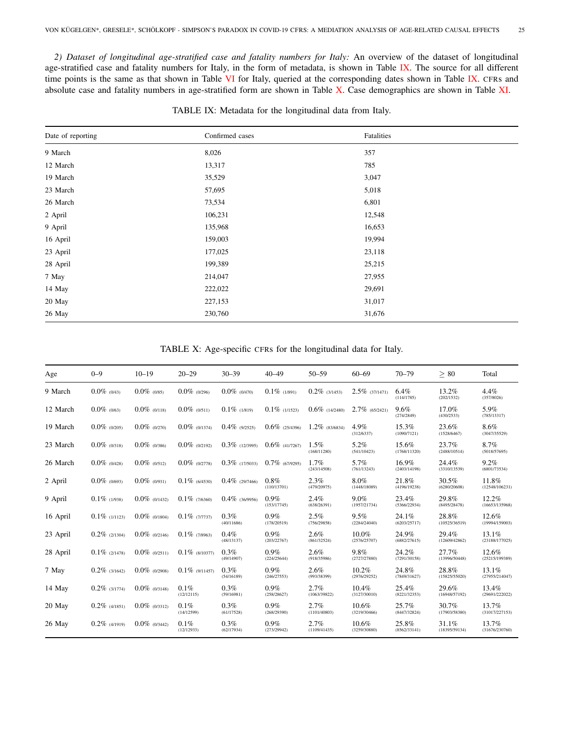*2) Dataset of longitudinal age-stratified case and fatality numbers for Italy:* An overview of the dataset of longitudinal age-stratified case and fatality numbers for Italy, in the form of metadata, is shown in Table IX. The source for all different time points is the same as that shown in Table VI for Italy, queried at the corresponding dates shown in Table IX. CFRs and absolute case and fatality numbers in age-stratified form are shown in Table X. Case demographics are shown in Table XI.

TABLE IX: Metadata for the longitudinal data from Italy.

| Date of reporting | Confirmed cases | Fatalities |
|---|---|---|
| 9 March | 8,026 | 357 |
| 12 March | 13,317 | 785 |
| 19 March | 35,529 | 3,047 |
| 23 March | 57,695 | 5,018 |
| 26 March | 73,534 | 6,801 |
| 2 April | 106,231 | 12,548 |
| 9 April | 135,968 | 16,653 |
| 16 April | 159,003 | 19,994 |
| 23 April | 177,025 | 23,118 |
| 28 April | 199,389 | 25,215 |
| 7 May | 214,047 | 27,955 |
| 14 May | 222,022 | 29,691 |
| 20 May | 227,153 | 31,017 |
| 26 May | 230,760 | 31,676 |

TABLE X: Age-specific CFRs for the longitudinal data for Italy.

| Age | 0–9 | 10–19 | 20–29 | 30–39 | 40–49 | 50–59 | 60–69 | 70–79 | ≥ 80 | Total |
|---|---|---|---|---|---|---|---|---|---|---|
| 9 March | 0.0% (0/43) | 0.0% (0/85) | 0.0% (0/296) | 0.0% (0/470) | 0.1% (1/891) | 0.2% (3/1453) | 2.5% (37/1471) | 6.4% (114/1785) | 13.2% (202/1532) | 4.4% (357/8026) |
| 12 March | 0.0% (0/63) | 0.0% (0/118) | 0.0% (0/511) | 0.1% (1/819) | 0.1% (1/1523) | 0.6% (14/2480) | 2.7% (65/2421) | 9.6% (274/2849) | 17.0% (430/2533) | 5.9% (785/13317) |
| 19 March | 0.0% (0/205) | 0.0% (0/270) | 0.0% (0/1374) | 0.4% (9/2525) | 0.6% (25/4396) | 1.2% (83/6834) | 4.9% (312/6337) | 15.3% (1090/7121) | 23.6% (1528/6467) | 8.6% (3047/35529) |
| 23 March | 0.0% (0/318) | 0.0% (0/386) | 0.0% (0/2192) | 0.3% (12/3995) | 0.6% (41/7267) | 1.5% (168/11280) | 5.2% (541/10423) | 15.6% (1768/11320) | 23.7% (2488/10514) | 8.7% (5018/57695) |
| 26 March | 0.0% (0/428) | 0.0% (0/512) | 0.0% (0/2778) | 0.3% (17/5033) | 0.7% (67/9295) | 1.7% (243/14508) | 5.7% (761/13243) | 16.9% (2403/14198) | 24.4% (3310/13539) | 9.2% (6801/73534) |
| 2 April | 0.0% (0/693) | 0.0% (0/931) | 0.1% (6/4530) | 0.4% (29/7466) | 0.8% (110/13701) | 2.3% (479/20975) | 8.0% (1448/18089) | 21.8% (4196/19238) | 30.5% (6280/20608) | 11.8% (12548/106231) |
| 9 April | 0.1% (1/938) | 0.0% (0/1432) | 0.1% (7/6360) | 0.4% (36/9956) | 0.9% (153/17745) | 2.4% (638/26391) | 9.0% (1957/21734) | 23.4% (5366/22934) | 29.8% (8495/28478) | 12.2% (16653/135968) |
| 16 April | 0.1% (1/1123) | 0.0% (0/1804) | 0.1% (7/7737) | 0.3% (40/11686) | 0.9% (178/20519) | 2.5% (756/29858) | 9.5% (2284/24040) | 24.1% (6203/25717) | 28.8% (10525/36519) | 12.6% (19994/159003) |
| 23 April | 0.2% (2/1304) | 0.0% (0/2146) | 0.1% (7/8963) | 0.4% (48/13137) | 0.9% (203/22767) | 2.6% (861/32524) | 10.0% (2576/25707) | 24.9% (6882/27615) | 29.4% (12609/42862) | 13.1% (23188/177025) |
| 28 April | 0.1% (2/1478) | 0.0% (0/2511) | 0.1% (8/10377) | 0.3% (49/14907) | 0.9% (224/25644) | 2.6% (918/35986) | 9.8% (2727/27880) | 24.2% (7291/30158) | 27.7% (13996/50448) | 12.6% (25215/199389) |
| 7 May | 0.2% (3/1642) | 0.0% (0/2908) | 0.1% (9/11457) | 0.3% (54/16189) | 0.9% (246/27553) | 2.6% (993/38399) | 10.2% (2976/29252) | 24.8% (7849/31627) | 28.8% (15825/55020) | 13.1% (27955/214047) |
| 14 May | 0.2% (3/1774) | 0.0% (0/3148) | 0.1% (12/12115) | 0.3% (59/16981) | 0.9% (258/28627) | 2.7% (1063/39822) | 10.4% (3127/30010) | 25.4% (8221/32353) | 29.6% (16948/57192) | 13.4% (29691/222022) |
| 20 May | 0.2% (4/1851) | 0.0% (0/3312) | 0.1% (14/12599) | 0.3% (61/17528) | 0.9% (268/29390) | 2.7% (1101/40803) | 10.6% (3219/30466) | 25.7% (8447/32824) | 30.7% (17903/58380) | 13.7% (31017/227153) |
| 26 May | 0.2% (4/1919) | 0.0% (0/3442) | 0.1% (12/12933) | 0.3% (62/17934) | 0.9% (273/29942) | 2.7% (1109/41435) | 10.6% (3259/30880) | 25.8% (8562/33141) | 31.1% (18395/59134) | 13.7% (31676/230760) |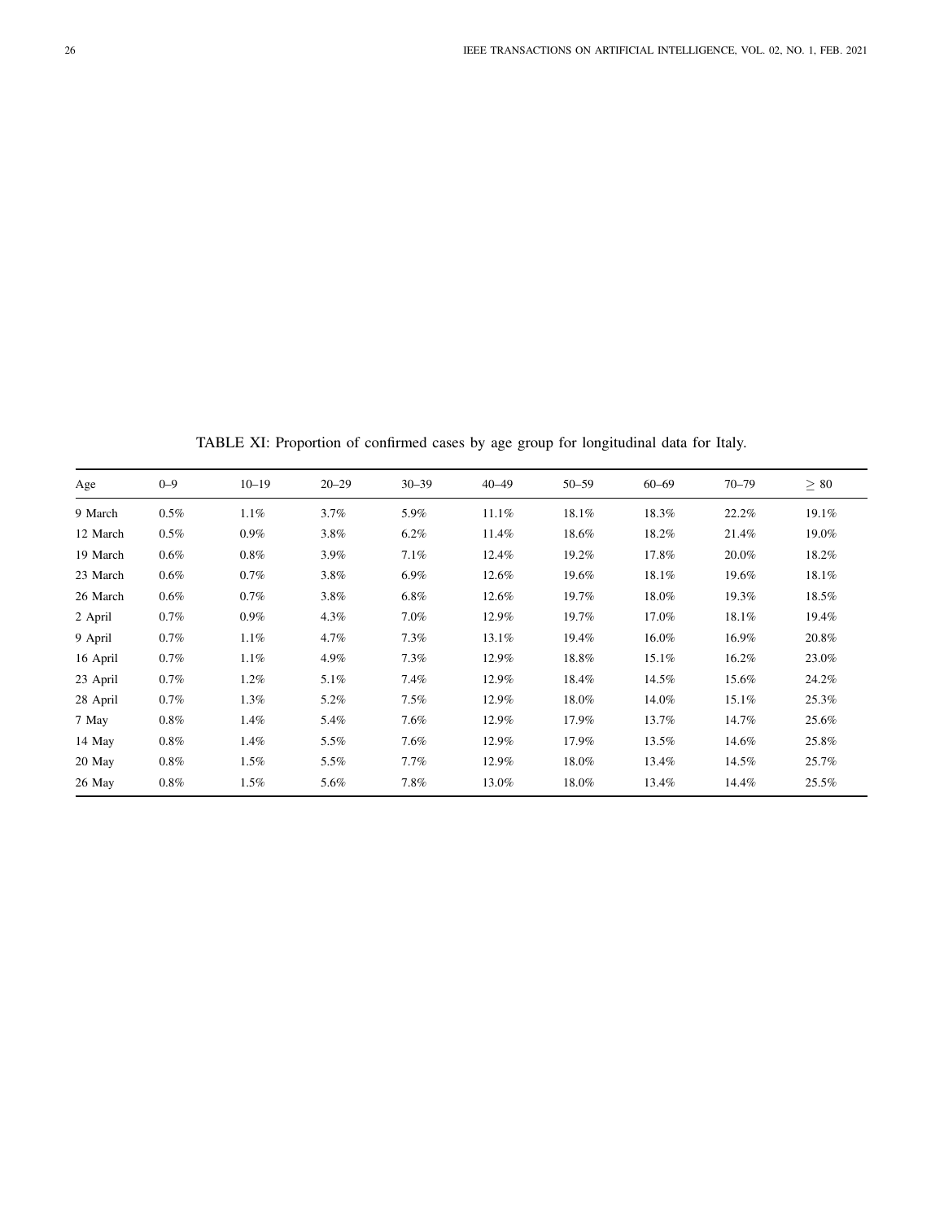TABLE XI: Proportion of confirmed cases by age group for longitudinal data for Italy.

| Age | 0–9 | 10–19 | 20–29 | 30–39 | 40–49 | 50–59 | 60–69 | 70–79 | $\geq 80$ |
|---|---|---|---|---|---|---|---|---|---|
| 9 March | 0.5% | 1.1% | 3.7% | 5.9% | 11.1% | 18.1% | 18.3% | 22.2% | 19.1% |
| 12 March | 0.5% | 0.9% | 3.8% | 6.2% | 11.4% | 18.6% | 18.2% | 21.4% | 19.0% |
| 19 March | 0.6% | 0.8% | 3.9% | 7.1% | 12.4% | 19.2% | 17.8% | 20.0% | 18.2% |
| 23 March | 0.6% | 0.7% | 3.8% | 6.9% | 12.6% | 19.6% | 18.1% | 19.6% | 18.1% |
| 26 March | 0.6% | 0.7% | 3.8% | 6.8% | 12.6% | 19.7% | 18.0% | 19.3% | 18.5% |
| 2 April | 0.7% | 0.9% | 4.3% | 7.0% | 12.9% | 19.7% | 17.0% | 18.1% | 19.4% |
| 9 April | 0.7% | 1.1% | 4.7% | 7.3% | 13.1% | 19.4% | 16.0% | 16.9% | 20.8% |
| 16 April | 0.7% | 1.1% | 4.9% | 7.3% | 12.9% | 18.8% | 15.1% | 16.2% | 23.0% |
| 23 April | 0.7% | 1.2% | 5.1% | 7.4% | 12.9% | 18.4% | 14.5% | 15.6% | 24.2% |
| 28 April | 0.7% | 1.3% | 5.2% | 7.5% | 12.9% | 18.0% | 14.0% | 15.1% | 25.3% |
| 7 May | 0.8% | 1.4% | 5.4% | 7.6% | 12.9% | 17.9% | 13.7% | 14.7% | 25.6% |
| 14 May | 0.8% | 1.4% | 5.5% | 7.6% | 12.9% | 17.9% | 13.5% | 14.6% | 25.8% |
| 20 May | 0.8% | 1.5% | 5.5% | 7.7% | 12.9% | 18.0% | 13.4% | 14.5% | 25.7% |
| 26 May | 0.8% | 1.5% | 5.6% | 7.8% | 13.0% | 18.0% | 13.4% | 14.4% | 25.5% |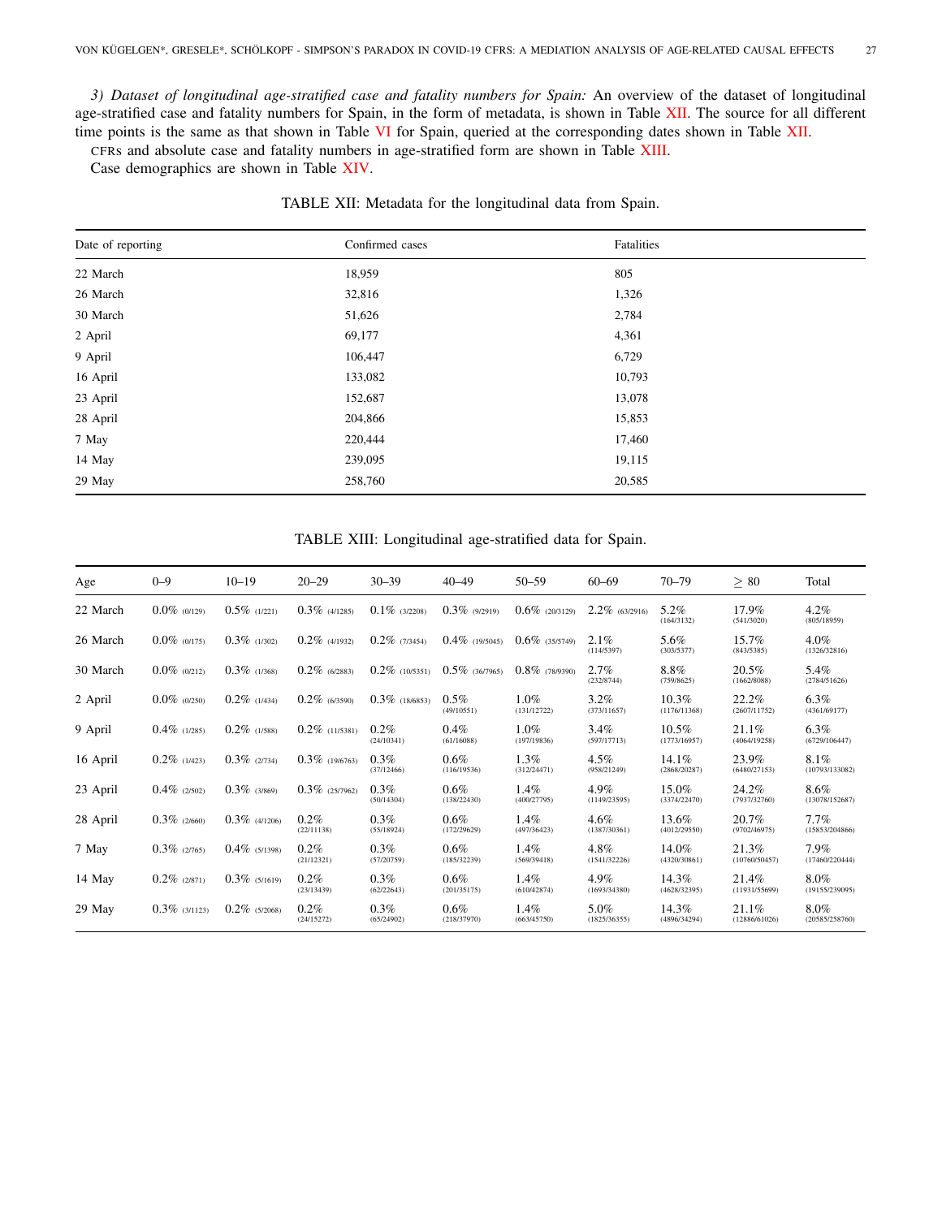*3) Dataset of longitudinal age-stratified case and fatality numbers for Spain:* An overview of the dataset of longitudinal age-stratified case and fatality numbers for Spain, in the form of metadata, is shown in Table XII. The source for all different time points is the same as that shown in Table VI for Spain, queried at the corresponding dates shown in Table XII.

CFRs and absolute case and fatality numbers in age-stratified form are shown in Table XIII.

Case demographics are shown in Table XIV.

TABLE XII: Metadata for the longitudinal data from Spain.

| Date of reporting | Confirmed cases | Fatalities |
|---|---|---|
| 22 March | 18,959 | 805 |
| 26 March | 32,816 | 1,326 |
| 30 March | 51,626 | 2,784 |
| 2 April | 69,177 | 4,361 |
| 9 April | 106,447 | 6,729 |
| 16 April | 133,082 | 10,793 |
| 23 April | 152,687 | 13,078 |
| 28 April | 204,866 | 15,853 |
| 7 May | 220,444 | 17,460 |
| 14 May | 239,095 | 19,115 |
| 29 May | 258,760 | 20,585 |

TABLE XIII: Longitudinal age-stratified data for Spain.

| Age | 0–9 | 10–19 | 20–29 | 30–39 | 40–49 | 50–59 | 60–69 | 70–79 | ≥ 80 | Total |
|---|---|---|---|---|---|---|---|---|---|---|
| 22 March | 0.0% (0/129) | 0.5% (1/221) | 0.3% (4/1285) | 0.1% (3/2208) | 0.3% (9/2919) | 0.6% (20/3129) | 2.2% (63/2916) | 5.2% (164/3132) | 17.9% (541/3020) | 4.2% (805/18959) |
| 26 March | 0.0% (0/175) | 0.3% (1/302) | 0.2% (4/1932) | 0.2% (7/3454) | 0.4% (19/5045) | 0.6% (35/5749) | 2.1% (114/5397) | 5.6% (303/5377) | 15.7% (843/5385) | 4.0% (1326/32816) |
| 30 March | 0.0% (0/212) | 0.3% (1/368) | 0.2% (6/2883) | 0.2% (10/5351) | 0.5% (36/7965) | 0.8% (78/9390) | 2.7% (232/8744) | 8.8% (759/8625) | 20.5% (1662/8088) | 5.4% (2784/51626) |
| 2 April | 0.0% (0/250) | 0.2% (1/434) | 0.2% (6/3590) | 0.3% (18/6853) | 0.5% (49/10551) | 1.0% (131/12722) | 3.2% (373/11657) | 10.3% (1176/11368) | 22.2% (2607/11752) | 6.3% (4361/69177) |
| 9 April | 0.4% (1/285) | 0.2% (1/588) | 0.2% (11/5381) | 0.2% (24/10341) | 0.4% (61/16088) | 1.0% (197/19836) | 3.4% (597/17713) | 10.5% (1773/16957) | 21.1% (4064/19258) | 6.3% (6729/106447) |
| 16 April | 0.2% (1/423) | 0.3% (2/734) | 0.3% (19/6763) | 0.3% (37/12466) | 0.6% (116/19536) | 1.3% (312/24471) | 4.5% (958/21249) | 14.1% (2868/20287) | 23.9% (6480/27153) | 8.1% (10793/133082) |
| 23 April | 0.4% (2/502) | 0.3% (3/869) | 0.3% (25/7962) | 0.3% (50/14304) | 0.6% (138/22430) | 1.4% (400/27795) | 4.9% (1149/23595) | 15.0% (3374/22470) | 24.2% (7937/32760) | 8.6% (13078/152687) |
| 28 April | 0.3% (2/660) | 0.3% (4/1206) | 0.2% (22/11138) | 0.3% (55/18924) | 0.6% (172/29629) | 1.4% (497/36423) | 4.6% (1387/30361) | 13.6% (4012/29550) | 20.7% (9702/46975) | 7.7% (15853/204866) |
| 7 May | 0.3% (2/765) | 0.4% (5/1398) | 0.2% (21/12321) | 0.3% (57/20759) | 0.6% (185/32239) | 1.4% (569/39418) | 4.8% (1541/32226) | 14.0% (4320/30861) | 21.3% (10760/50457) | 7.9% (17460/220444) |
| 14 May | 0.2% (2/871) | 0.3% (5/1619) | 0.2% (23/13439) | 0.3% (62/22643) | 0.6% (201/35175) | 1.4% (610/42874) | 4.9% (1693/34380) | 14.3% (4628/32395) | 21.4% (11931/55699) | 8.0% (19155/239095) |
| 29 May | 0.3% (3/1123) | 0.2% (5/2068) | 0.2% (24/15272) | 0.3% (65/24902) | 0.6% (218/37970) | 1.4% (663/45750) | 5.0% (1825/36355) | 14.3% (4896/34294) | 21.1% (12886/61026) | 8.0% (20585/258760) |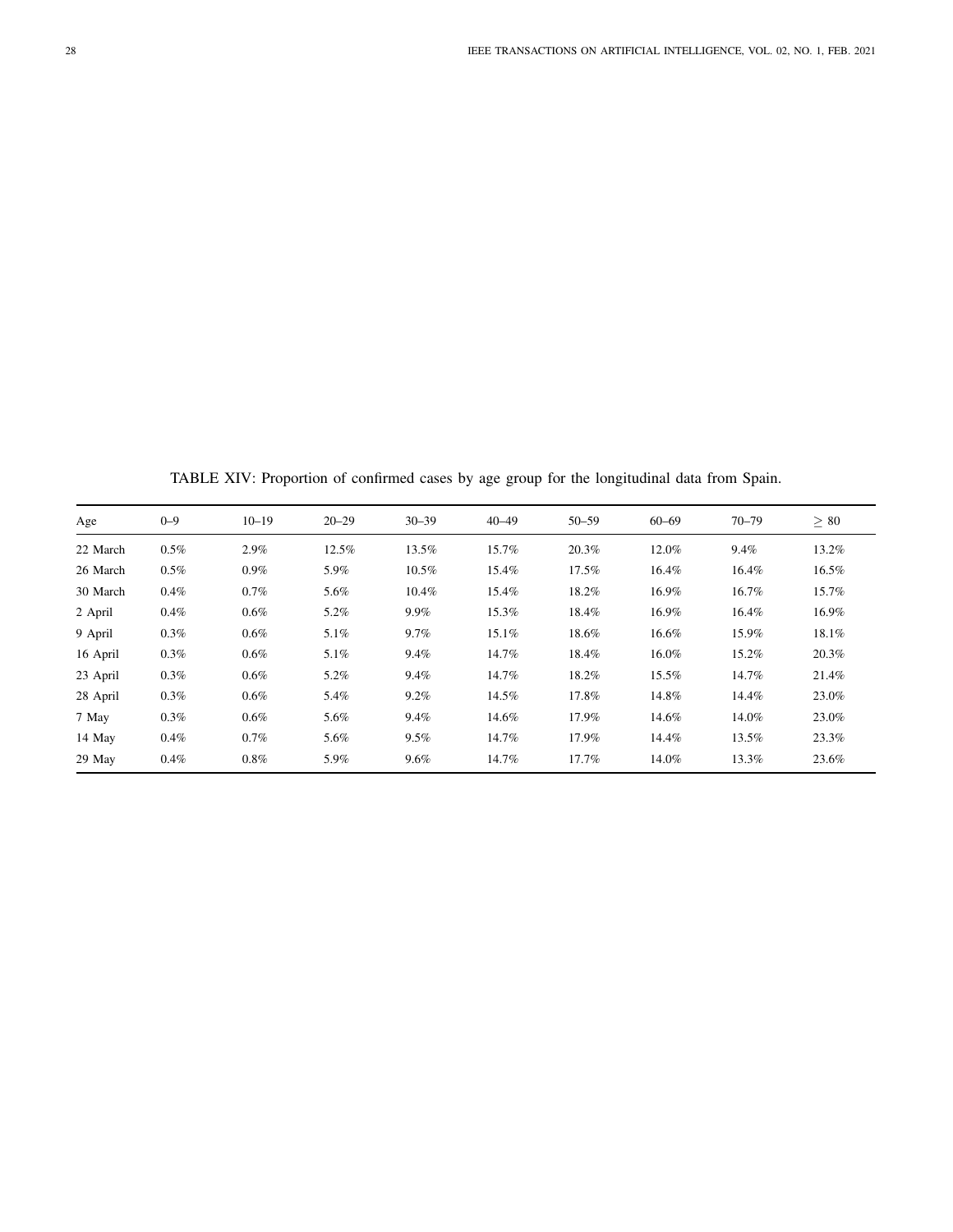TABLE XIV: Proportion of confirmed cases by age group for the longitudinal data from Spain.

| Age | 0–9 | 10–19 | 20–29 | 30–39 | 40–49 | 50–59 | 60–69 | 70–79 | $\geq 80$ |
|---|---|---|---|---|---|---|---|---|---|
| 22 March | 0.5% | 2.9% | 12.5% | 13.5% | 15.7% | 20.3% | 12.0% | 9.4% | 13.2% |
| 26 March | 0.5% | 0.9% | 5.9% | 10.5% | 15.4% | 17.5% | 16.4% | 16.4% | 16.5% |
| 30 March | 0.4% | 0.7% | 5.6% | 10.4% | 15.4% | 18.2% | 16.9% | 16.7% | 15.7% |
| 2 April | 0.4% | 0.6% | 5.2% | 9.9% | 15.3% | 18.4% | 16.9% | 16.4% | 16.9% |
| 9 April | 0.3% | 0.6% | 5.1% | 9.7% | 15.1% | 18.6% | 16.6% | 15.9% | 18.1% |
| 16 April | 0.3% | 0.6% | 5.1% | 9.4% | 14.7% | 18.4% | 16.0% | 15.2% | 20.3% |
| 23 April | 0.3% | 0.6% | 5.2% | 9.4% | 14.7% | 18.2% | 15.5% | 14.7% | 21.4% |
| 28 April | 0.3% | 0.6% | 5.4% | 9.2% | 14.5% | 17.8% | 14.8% | 14.4% | 23.0% |
| 7 May | 0.3% | 0.6% | 5.6% | 9.4% | 14.6% | 17.9% | 14.6% | 14.0% | 23.0% |
| 14 May | 0.4% | 0.7% | 5.6% | 9.5% | 14.7% | 17.9% | 14.4% | 13.5% | 23.3% |
| 29 May | 0.4% | 0.8% | 5.9% | 9.6% | 14.7% | 17.7% | 14.0% | 13.3% | 23.6% |